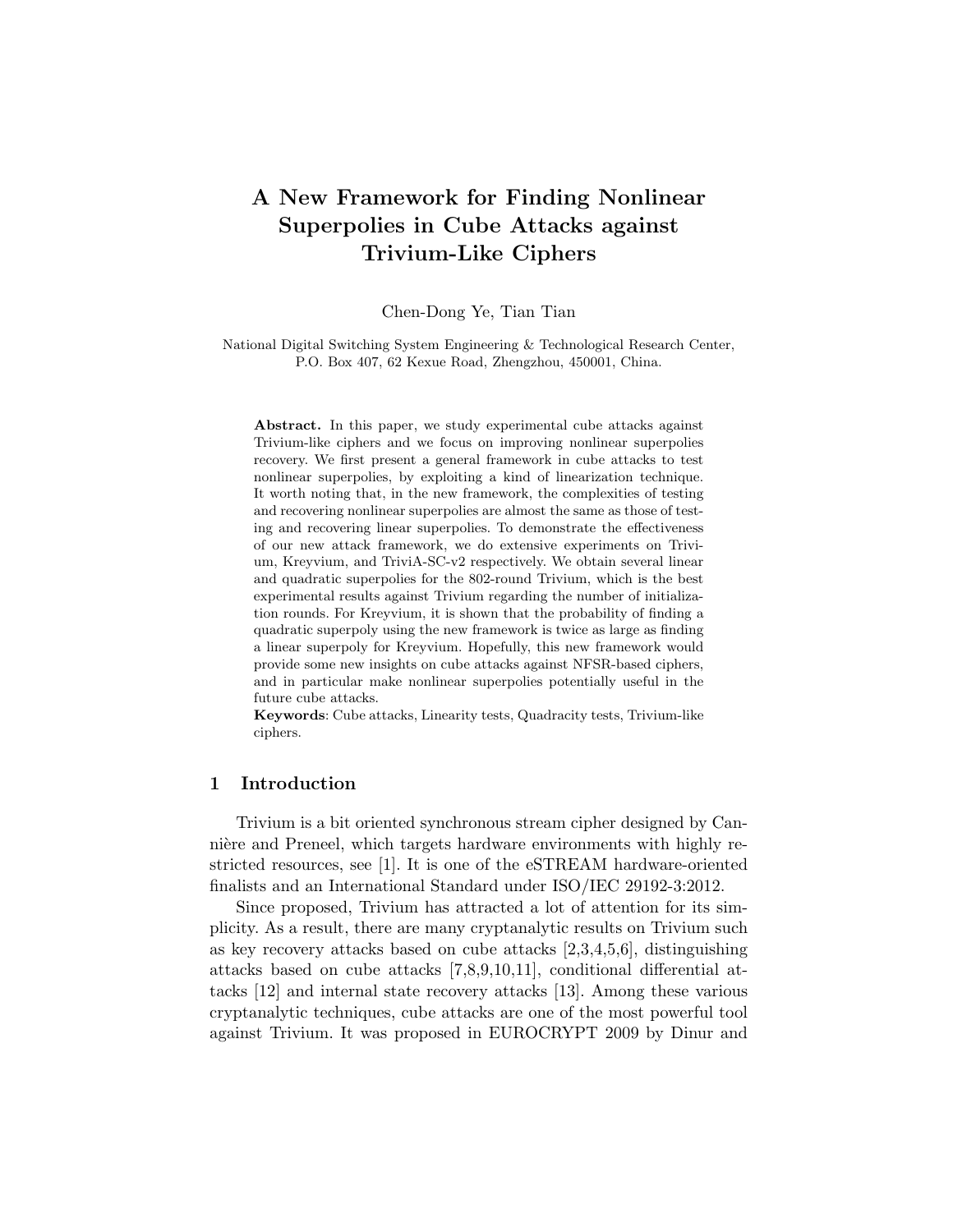# A New Framework for Finding Nonlinear Superpolies in Cube Attacks against Trivium-Like Ciphers

Chen-Dong Ye, Tian Tian

National Digital Switching System Engineering & Technological Research Center, P.O. Box 407, 62 Kexue Road, Zhengzhou, 450001, China.

**Abstract.** In this paper, we study experimental cube attacks against Trivium-like ciphers and we focus on improving nonlinear superpolies recovery. We first present a general framework in cube attacks to test nonlinear superpolies, by exploiting a kind of linearization technique. It worth noting that, in the new framework, the complexities of testing and recovering nonlinear superpolies are almost the same as those of testing and recovering linear superpolies. To demonstrate the effectiveness of our new attack framework, we do extensive experiments on Trivium, Kreyvium, and TriviA-SC-v2 respectively. We obtain several linear and quadratic superpolies for the 802-round Trivium, which is the best experimental results against Trivium regarding the number of initialization rounds. For Kreyvium, it is shown that the probability of finding a quadratic superpoly using the new framework is twice as large as finding a linear superpoly for Kreyvium. Hopefully, this new framework would provide some new insights on cube attacks against NFSR-based ciphers, and in particular make nonlinear superpolies potentially useful in the future cube attacks.

**Keywords**: Cube attacks, Linearity tests, Quadracity tests, Trivium-like ciphers.

## 1 Introduction

Trivium is a bit oriented synchronous stream cipher designed by Cannière and Preneel, which targets hardware environments with highly restricted resources, see [1]. It is one of the eSTREAM hardware-oriented finalists and an International Standard under ISO/IEC 29192-3:2012.

Since proposed, Trivium has attracted a lot of attention for its simplicity. As a result, there are many cryptanalytic results on Trivium such as key recovery attacks based on cube attacks [2,3,4,5,6], distinguishing attacks based on cube attacks [7,8,9,10,11], conditional differential attacks [12] and internal state recovery attacks [13]. Among these various cryptanalytic techniques, cube attacks are one of the most powerful tool against Trivium. It was proposed in EUROCRYPT 2009 by Dinur and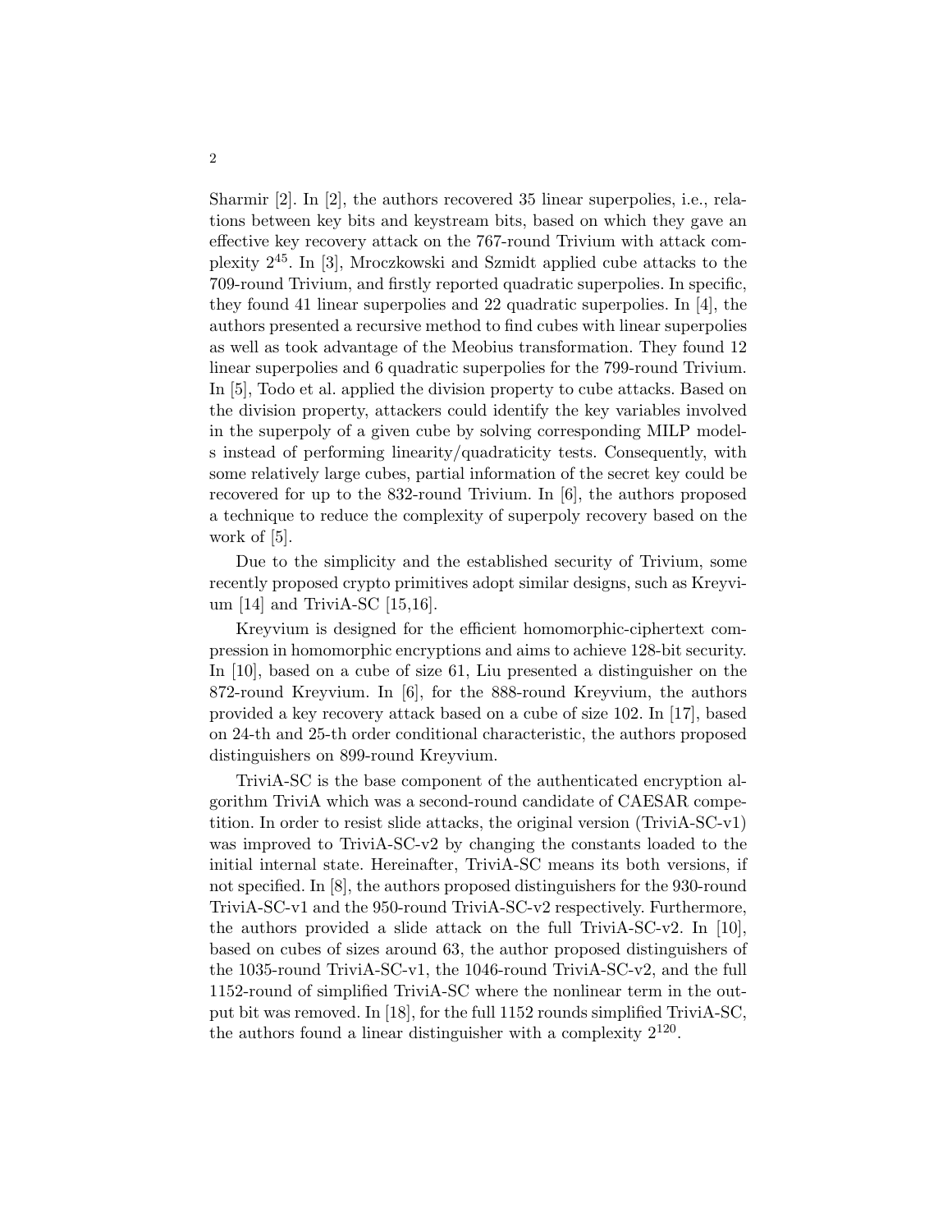Sharmir [2]. In [2], the authors recovered 35 linear superpolies, i.e., relations between key bits and keystream bits, based on which they gave an effective key recovery attack on the 767-round Trivium with attack complexity $2^{45}$. In [3], Mroczkowski and Szmidt applied cube attacks to the 709-round Trivium, and firstly reported quadratic superpolies. In specific, they found 41 linear superpolies and 22 quadratic superpolies. In [4], the authors presented a recursive method to find cubes with linear superpolies as well as took advantage of the Meobius transformation. They found 12 linear superpolies and 6 quadratic superpolies for the 799-round Trivium. In [5], Todo et al. applied the division property to cube attacks. Based on the division property, attackers could identify the key variables involved in the superpoly of a given cube by solving corresponding MILP models instead of performing linearity/quadraticity tests. Consequently, with some relatively large cubes, partial information of the secret key could be recovered for up to the 832-round Trivium. In [6], the authors proposed a technique to reduce the complexity of superpoly recovery based on the work of [5].

Due to the simplicity and the established security of Trivium, some recently proposed crypto primitives adopt similar designs, such as Kreyvium [14] and TriviA-SC [15,16].

Kreyvium is designed for the efficient homomorphic-ciphertext compression in homomorphic encryptions and aims to achieve 128-bit security. In [10], based on a cube of size 61, Liu presented a distinguisher on the 872-round Kreyvium. In [6], for the 888-round Kreyvium, the authors provided a key recovery attack based on a cube of size 102. In [17], based on 24-th and 25-th order conditional characteristic, the authors proposed distinguishers on 899-round Kreyvium.

TriviA-SC is the base component of the authenticated encryption algorithm TriviA which was a second-round candidate of CAESAR competition. In order to resist slide attacks, the original version (TriviA-SC-v1) was improved to TriviA-SC-v2 by changing the constants loaded to the initial internal state. Hereinafter, TriviA-SC means its both versions, if not specified. In [8], the authors proposed distinguishers for the 930-round TriviA-SC-v1 and the 950-round TriviA-SC-v2 respectively. Furthermore, the authors provided a slide attack on the full TriviA-SC-v2. In [10], based on cubes of sizes around 63, the author proposed distinguishers of the 1035-round TriviA-SC-v1, the 1046-round TriviA-SC-v2, and the full 1152-round of simplified TriviA-SC where the nonlinear term in the output bit was removed. In [18], for the full 1152 rounds simplified TriviA-SC, the authors found a linear distinguisher with a complexity $2^{120}$.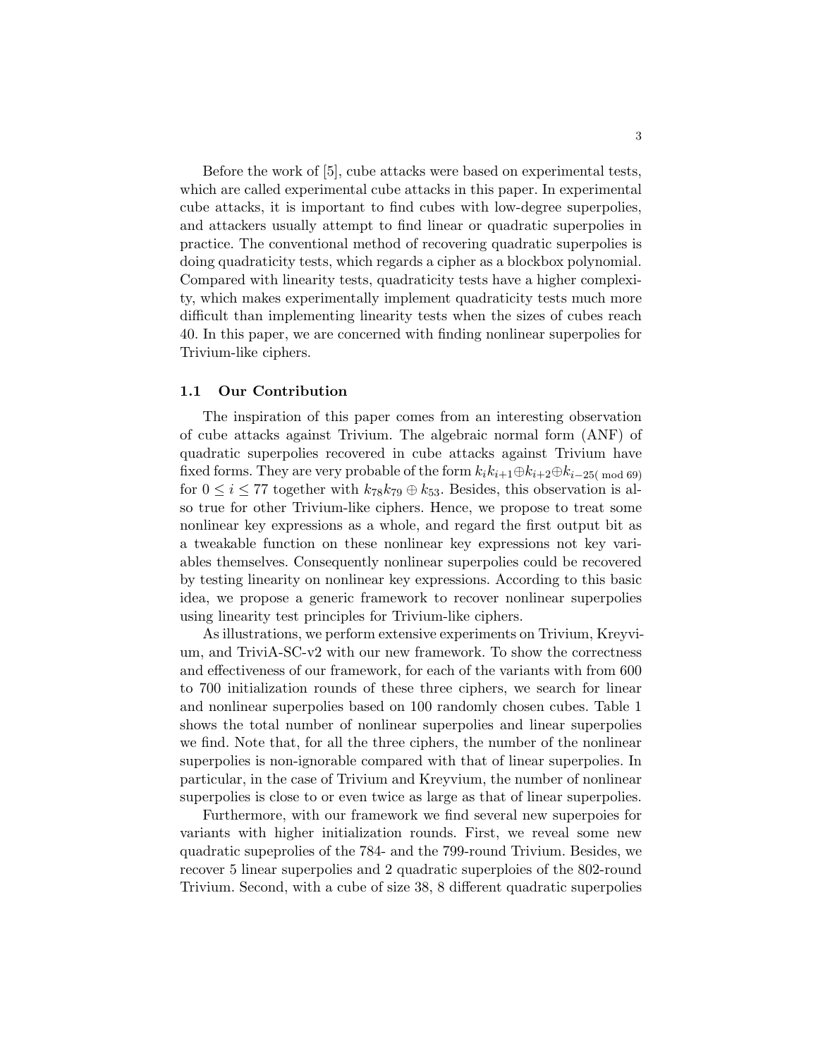Before the work of [5], cube attacks were based on experimental tests, which are called experimental cube attacks in this paper. In experimental cube attacks, it is important to find cubes with low-degree superpolies, and attackers usually attempt to find linear or quadratic superpolies in practice. The conventional method of recovering quadratic superpolies is doing quadraticity tests, which regards a cipher as a blockbox polynomial. Compared with linearity tests, quadraticity tests have a higher complexity, which makes experimentally implement quadraticity tests much more difficult than implementing linearity tests when the sizes of cubes reach 40. In this paper, we are concerned with finding nonlinear superpolies for Trivium-like ciphers.

### 1.1 Our Contribution

The inspiration of this paper comes from an interesting observation of cube attacks against Trivium. The algebraic normal form (ANF) of quadratic superpolies recovered in cube attacks against Trivium have fixed forms. They are very probable of the form $k_i k_{i+1} \oplus k_{i+2} \oplus k_{i-25(\bmod 69)}$ for $0 \le i \le 77$ together with $k_{78}k_{79} \oplus k_{53}$. Besides, this observation is also true for other Trivium-like ciphers. Hence, we propose to treat some nonlinear key expressions as a whole, and regard the first output bit as a tweakable function on these nonlinear key expressions not key variables themselves. Consequently nonlinear superpolies could be recovered by testing linearity on nonlinear key expressions. According to this basic idea, we propose a generic framework to recover nonlinear superpolies using linearity test principles for Trivium-like ciphers.

As illustrations, we perform extensive experiments on Trivium, Kreyvium, and TriviA-SC-v2 with our new framework. To show the correctness and effectiveness of our framework, for each of the variants with from 600 to 700 initialization rounds of these three ciphers, we search for linear and nonlinear superpolies based on 100 randomly chosen cubes. Table 1 shows the total number of nonlinear superpolies and linear superpolies we find. Note that, for all the three ciphers, the number of the nonlinear superpolies is non-ignorable compared with that of linear superpolies. In particular, in the case of Trivium and Kreyvium, the number of nonlinear superpolies is close to or even twice as large as that of linear superpolies.

Furthermore, with our framework we find several new superpoies for variants with higher initialization rounds. First, we reveal some new quadratic supeprolies of the 784- and the 799-round Trivium. Besides, we recover 5 linear superpolies and 2 quadratic superploies of the 802-round Trivium. Second, with a cube of size 38, 8 different quadratic superpolies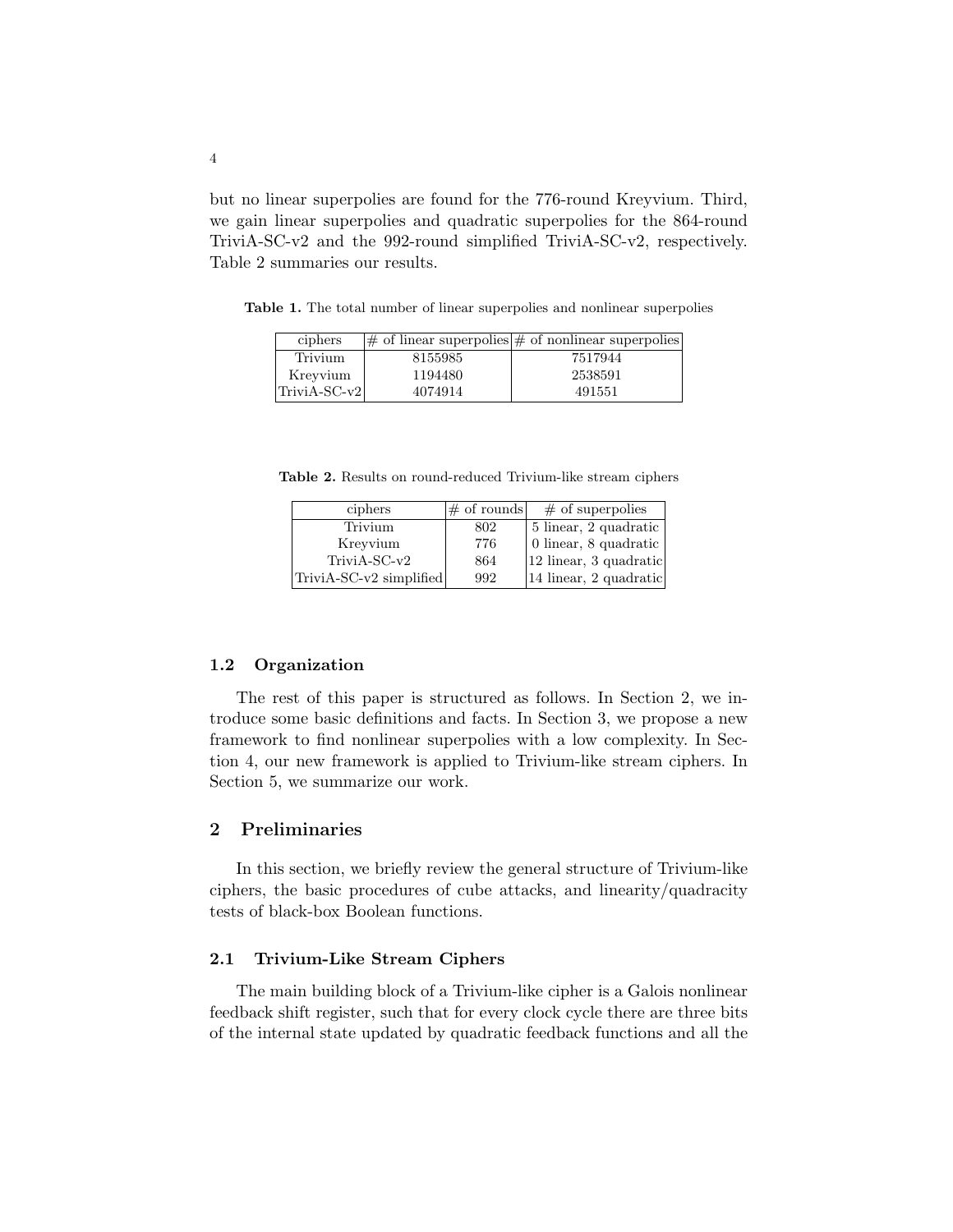but no linear superpolies are found for the 776-round Kreyvium. Third, we gain linear superpolies and quadratic superpolies for the 864-round TriviA-SC-v2 and the 992-round simplified TriviA-SC-v2, respectively. Table 2 summaries our results.

**Table 1.** The total number of linear superpolies and nonlinear superpolies

| ciphers | # of linear superpolies | # of nonlinear superpolies |
|---|---|---|
| Trivium | 8155985 | 7517944 |
| Kreyvium | 1194480 | 2538591 |
| TriviA-SC-v2 | 4074914 | 491551 |

**Table 2.** Results on round-reduced Trivium-like stream ciphers

| ciphers | # of rounds | # of superpolies |
|---|---|---|
| Trivium | 802 | 5 linear, 2 quadratic |
| Kreyvium | 776 | 0 linear, 8 quadratic |
| TriviA-SC-v2 | 864 | 12 linear, 3 quadratic |
| TriviA-SC-v2 simplified | 992 | 14 linear, 2 quadratic |

### 1.2 Organization

The rest of this paper is structured as follows. In Section 2, we introduce some basic definitions and facts. In Section 3, we propose a new framework to find nonlinear superpolies with a low complexity. In Section 4, our new framework is applied to Trivium-like stream ciphers. In Section 5, we summarize our work.

## 2 Preliminaries

In this section, we briefly review the general structure of Trivium-like ciphers, the basic procedures of cube attacks, and linearity/quadracity tests of black-box Boolean functions.

### 2.1 Trivium-Like Stream Ciphers

The main building block of a Trivium-like cipher is a Galois nonlinear feedback shift register, such that for every clock cycle there are three bits of the internal state updated by quadratic feedback functions and all the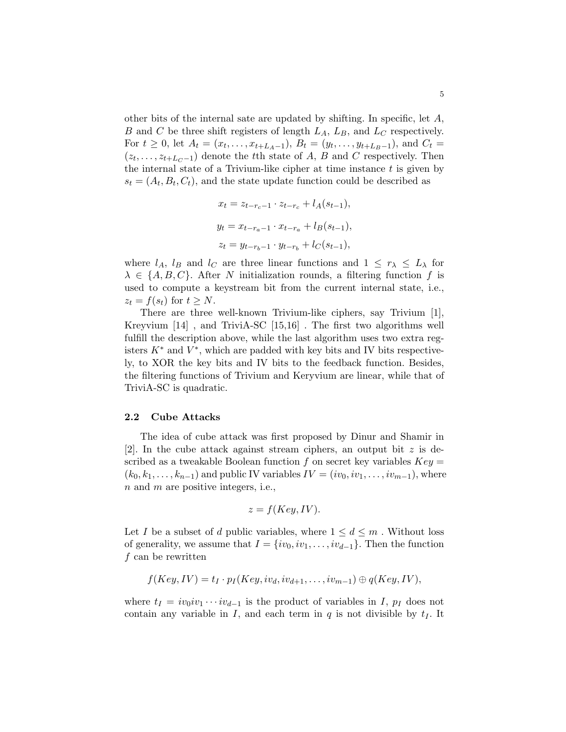other bits of the internal sate are updated by shifting. In specific, let $A$, $B$ and $C$ be three shift registers of length $L_A$, $L_B$, and $L_C$ respectively. For $t \geq 0$, let $A_t = (x_t, \ldots, x_{t+L_A-1})$, $B_t = (y_t, \ldots, y_{t+L_B-1})$, and $C_t = (z_t, \ldots, z_{t+L_C-1})$ denote the $t$th state of $A$, $B$ and $C$ respectively. Then the internal state of a Trivium-like cipher at time instance $t$ is given by $s_t = (A_t, B_t, C_t)$, and the state update function could be described as

$$x_t = z_{t-r_c-1} \cdot z_{t-r_c} + l_A(s_{t-1}),$$

$$y_t = x_{t-r_a-1} \cdot x_{t-r_a} + l_B(s_{t-1}),$$

$$z_t = y_{t-r_b-1} \cdot y_{t-r_b} + l_C(s_{t-1}),$$

where $l_A$, $l_B$ and $l_C$ are three linear functions and $1 \leq r_\lambda \leq L_\lambda$ for $\lambda \in \{A, B, C\}$. After $N$ initialization rounds, a filtering function $f$ is used to compute a keystream bit from the current internal state, i.e., $z_t = f(s_t)$ for $t \geq N$.

There are three well-known Trivium-like ciphers, say Trivium [1], Kreyvium [14] , and TriviA-SC [15,16] . The first two algorithms well fulfill the description above, while the last algorithm uses two extra registers $K^*$ and $V^*$, which are padded with key bits and IV bits respectively, to XOR the key bits and IV bits to the feedback function. Besides, the filtering functions of Trivium and Keryvium are linear, while that of TriviA-SC is quadratic.

### 2.2 Cube Attacks

The idea of cube attack was first proposed by Dinur and Shamir in [2]. In the cube attack against stream ciphers, an output bit $z$ is described as a tweakable Boolean function $f$ on secret key variables $Key = (k_0, k_1, \ldots, k_{n-1})$ and public IV variables $IV = (iv_0, iv_1, \ldots, iv_{m-1})$, where $n$ and $m$ are positive integers, i.e.,

$$z = f(Key, IV).$$

Let $I$ be a subset of $d$ public variables, where $1 \leq d \leq m$ . Without loss of generality, we assume that $I = \{iv_0, iv_1, \ldots, iv_{d-1}\}$. Then the function $f$ can be rewritten

$$f(Key, IV) = t_I \cdot p_I(Key, iv_d, iv_{d+1}, \ldots, iv_{m-1}) \oplus q(Key, IV),$$

where $t_I = iv_0 iv_1 \cdots iv_{d-1}$ is the product of variables in $I$, $p_I$ does not contain any variable in $I$, and each term in $q$ is not divisible by $t_I$. It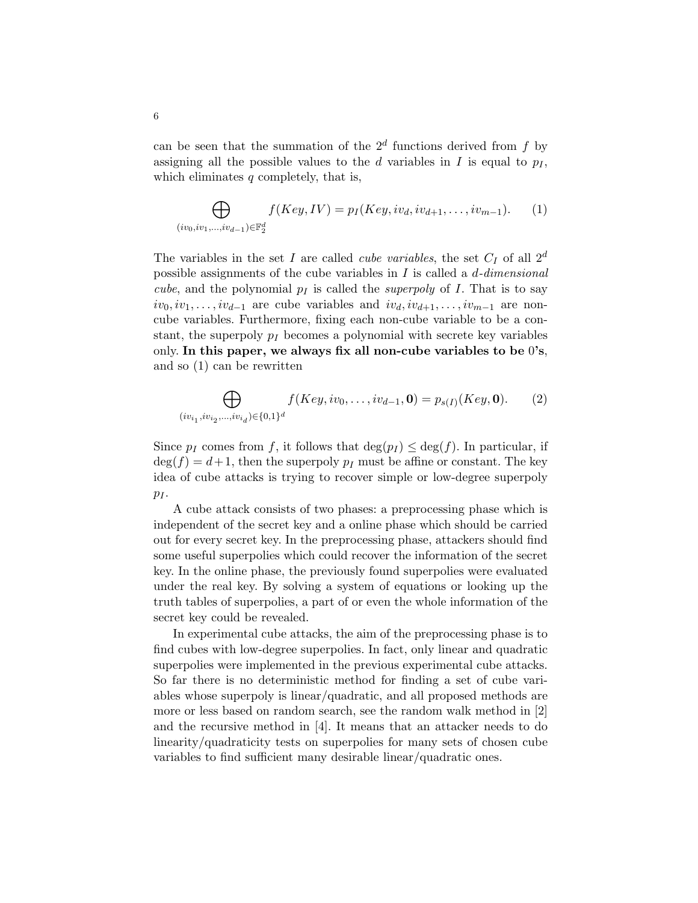can be seen that the summation of the $2^d$ functions derived from $f$ by assigning all the possible values to the $d$ variables in $I$ is equal to $p_I$, which eliminates $q$ completely, that is,

$$\bigoplus_{(iv_0, iv_1, \ldots, iv_{d-1}) \in \mathbb{F}_2^d} f(Key, IV) = p_I(Key, iv_d, iv_{d+1}, \ldots, iv_{m-1}). \quad (1)$$

The variables in the set $I$ are called *cube variables*, the set $C_I$ of all $2^d$ possible assignments of the cube variables in $I$ is called a *d-dimensional cube*, and the polynomial $p_I$ is called the *superpoly* of $I$. That is to say $iv_0, iv_1, \ldots, iv_{d-1}$ are cube variables and $iv_d, iv_{d+1}, \ldots, iv_{m-1}$ are non-cube variables. Furthermore, fixing each non-cube variable to be a constant, the superpoly $p_I$ becomes a polynomial with secrete key variables only. **In this paper, we always fix all non-cube variables to be 0's**, and so (1) can be rewritten

$$\bigoplus_{(iv_{i_1}, iv_{i_2}, \ldots, iv_{i_d}) \in \{0,1\}^d} f(Key, iv_0, \ldots, iv_{d-1}, \mathbf{0}) = p_{s(I)}(Key, \mathbf{0}). \quad (2)$$

Since $p_I$ comes from $f$, it follows that $\deg(p_I) \leq \deg(f)$. In particular, if $\deg(f) = d+1$, then the superpoly $p_I$ must be affine or constant. The key idea of cube attacks is trying to recover simple or low-degree superpoly $p_I$.

A cube attack consists of two phases: a preprocessing phase which is independent of the secret key and a online phase which should be carried out for every secret key. In the preprocessing phase, attackers should find some useful superpolies which could recover the information of the secret key. In the online phase, the previously found superpolies were evaluated under the real key. By solving a system of equations or looking up the truth tables of superpolies, a part of or even the whole information of the secret key could be revealed.

In experimental cube attacks, the aim of the preprocessing phase is to find cubes with low-degree superpolies. In fact, only linear and quadratic superpolies were implemented in the previous experimental cube attacks. So far there is no deterministic method for finding a set of cube variables whose superpoly is linear/quadratic, and all proposed methods are more or less based on random search, see the random walk method in [2] and the recursive method in [4]. It means that an attacker needs to do linearity/quadraticity tests on superpolies for many sets of chosen cube variables to find sufficient many desirable linear/quadratic ones.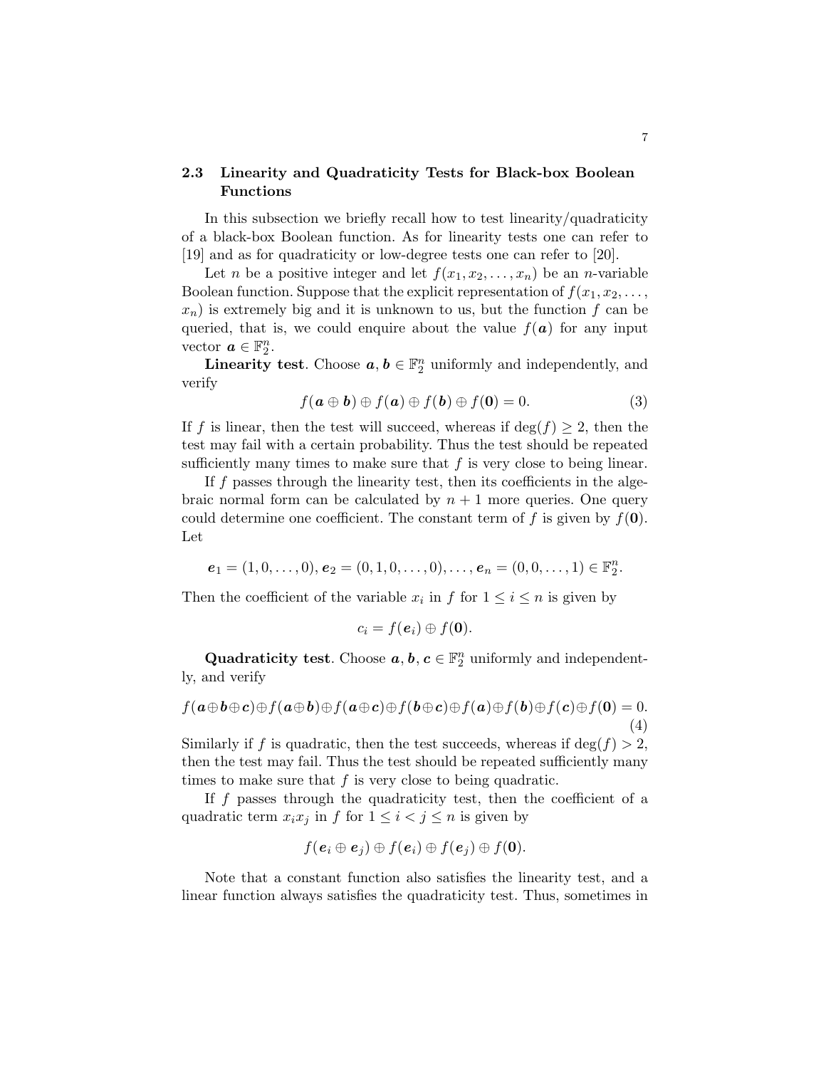### 2.3 Linearity and Quadraticity Tests for Black-box Boolean Functions

In this subsection we briefly recall how to test linearity/quadraticity of a black-box Boolean function. As for linearity tests one can refer to [19] and as for quadraticity or low-degree tests one can refer to [20].

Let $n$ be a positive integer and let $f(x_1, x_2, \ldots, x_n)$ be an $n$-variable Boolean function. Suppose that the explicit representation of $f(x_1, x_2, \ldots, x_n)$ is extremely big and it is unknown to us, but the function $f$ can be queried, that is, we could enquire about the value $f(\boldsymbol{a})$ for any input vector $\boldsymbol{a} \in \mathbb{F}_2^n$.

**Linearity test**. Choose $\boldsymbol{a}, \boldsymbol{b} \in \mathbb{F}_2^n$ uniformly and independently, and verify

$$f(\boldsymbol{a} \oplus \boldsymbol{b}) \oplus f(\boldsymbol{a}) \oplus f(\boldsymbol{b}) \oplus f(\boldsymbol{0}) = 0. \tag{3}$$

If $f$ is linear, then the test will succeed, whereas if $\deg(f) \geq 2$, then the test may fail with a certain probability. Thus the test should be repeated sufficiently many times to make sure that $f$ is very close to being linear.

If $f$ passes through the linearity test, then its coefficients in the algebraic normal form can be calculated by $n+1$ more queries. One query could determine one coefficient. The constant term of $f$ is given by $f(\boldsymbol{0})$. Let

$$\boldsymbol{e}_1 = (1, 0, \ldots, 0), \boldsymbol{e}_2 = (0, 1, 0, \ldots, 0), \ldots, \boldsymbol{e}_n = (0, 0, \ldots, 1) \in \mathbb{F}_2^n.$$

Then the coefficient of the variable $x_i$ in $f$ for $1 \leq i \leq n$ is given by

$$c_i = f(\boldsymbol{e}_i) \oplus f(\boldsymbol{0}).$$

**Quadraticity test**. Choose $\boldsymbol{a}, \boldsymbol{b}, \boldsymbol{c} \in \mathbb{F}_2^n$ uniformly and independently, and verify

$$f(\boldsymbol{a} \oplus \boldsymbol{b} \oplus \boldsymbol{c}) \oplus f(\boldsymbol{a} \oplus \boldsymbol{b}) \oplus f(\boldsymbol{a} \oplus \boldsymbol{c}) \oplus f(\boldsymbol{b} \oplus \boldsymbol{c}) \oplus f(\boldsymbol{a}) \oplus f(\boldsymbol{b}) \oplus f(\boldsymbol{c}) \oplus f(\boldsymbol{0}) = 0. \tag{4}$$

Similarly if $f$ is quadratic, then the test succeeds, whereas if $\deg(f) > 2$, then the test may fail. Thus the test should be repeated sufficiently many times to make sure that $f$ is very close to being quadratic.

If $f$ passes through the quadraticity test, then the coefficient of a quadratic term $x_i x_j$ in $f$ for $1 \leq i < j \leq n$ is given by

$$f(\boldsymbol{e}_i \oplus \boldsymbol{e}_j) \oplus f(\boldsymbol{e}_i) \oplus f(\boldsymbol{e}_j) \oplus f(\boldsymbol{0}).$$

Note that a constant function also satisfies the linearity test, and a linear function always satisfies the quadraticity test. Thus, sometimes in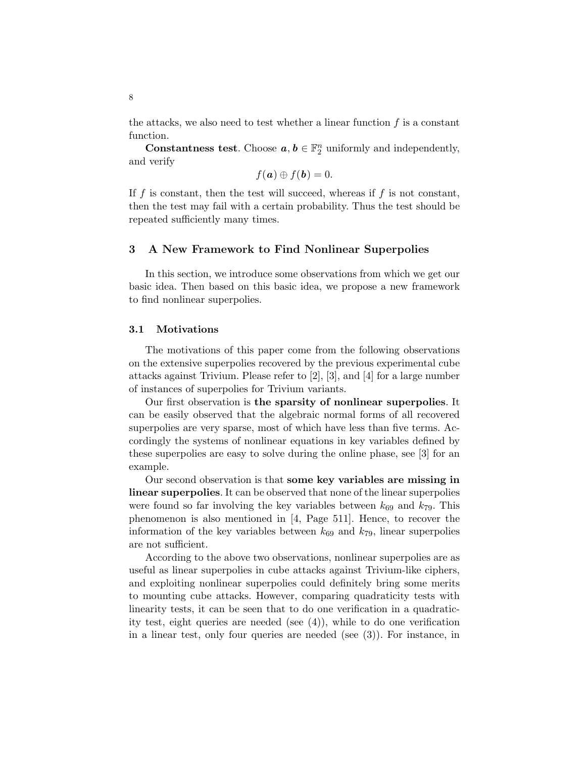the attacks, we also need to test whether a linear function $f$ is a constant function.

**Constantness test**. Choose $\boldsymbol{a}, \boldsymbol{b} \in \mathbb{F}_2^n$ uniformly and independently, and verify

$$f(\boldsymbol{a}) \oplus f(\boldsymbol{b}) = 0.$$

If $f$ is constant, then the test will succeed, whereas if $f$ is not constant, then the test may fail with a certain probability. Thus the test should be repeated sufficiently many times.

## 3 A New Framework to Find Nonlinear Superpolies

In this section, we introduce some observations from which we get our basic idea. Then based on this basic idea, we propose a new framework to find nonlinear superpolies.

### 3.1 Motivations

The motivations of this paper come from the following observations on the extensive superpolies recovered by the previous experimental cube attacks against Trivium. Please refer to [2], [3], and [4] for a large number of instances of superpolies for Trivium variants.

Our first observation is **the sparsity of nonlinear superpolies**. It can be easily observed that the algebraic normal forms of all recovered superpolies are very sparse, most of which have less than five terms. Accordingly the systems of nonlinear equations in key variables defined by these superpolies are easy to solve during the online phase, see [3] for an example.

Our second observation is that **some key variables are missing in linear superpolies**. It can be observed that none of the linear superpolies were found so far involving the key variables between $k_{69}$ and $k_{79}$. This phenomenon is also mentioned in [4, Page 511]. Hence, to recover the information of the key variables between $k_{69}$ and $k_{79}$, linear superpolies are not sufficient.

According to the above two observations, nonlinear superpolies are as useful as linear superpolies in cube attacks against Trivium-like ciphers, and exploiting nonlinear superpolies could definitely bring some merits to mounting cube attacks. However, comparing quadraticity tests with linearity tests, it can be seen that to do one verification in a quadraticity test, eight queries are needed (see (4)), while to do one verification in a linear test, only four queries are needed (see (3)). For instance, in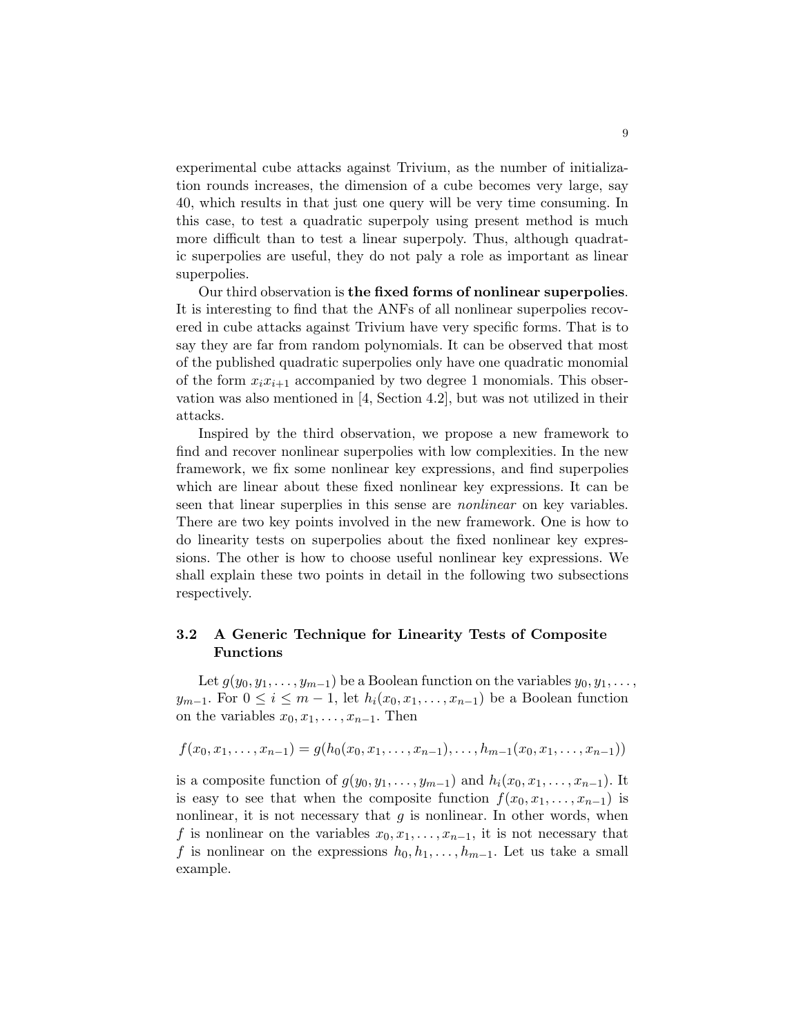experimental cube attacks against Trivium, as the number of initialization rounds increases, the dimension of a cube becomes very large, say 40, which results in that just one query will be very time consuming. In this case, to test a quadratic superpoly using present method is much more difficult than to test a linear superpoly. Thus, although quadratic superpolies are useful, they do not paly a role as important as linear superpolies.

Our third observation is **the fixed forms of nonlinear superpolies**. It is interesting to find that the ANFs of all nonlinear superpolies recovered in cube attacks against Trivium have very specific forms. That is to say they are far from random polynomials. It can be observed that most of the published quadratic superpolies only have one quadratic monomial of the form $x_i x_{i+1}$ accompanied by two degree 1 monomials. This observation was also mentioned in [4, Section 4.2], but was not utilized in their attacks.

Inspired by the third observation, we propose a new framework to find and recover nonlinear superpolies with low complexities. In the new framework, we fix some nonlinear key expressions, and find superpolies which are linear about these fixed nonlinear key expressions. It can be seen that linear superplies in this sense are *nonlinear* on key variables. There are two key points involved in the new framework. One is how to do linearity tests on superpolies about the fixed nonlinear key expressions. The other is how to choose useful nonlinear key expressions. We shall explain these two points in detail in the following two subsections respectively.

### 3.2 A Generic Technique for Linearity Tests of Composite Functions

Let $g(y_0, y_1, \ldots, y_{m-1})$ be a Boolean function on the variables $y_0, y_1, \ldots, y_{m-1}$. For $0 \leq i \leq m-1$, let $h_i(x_0, x_1, \ldots, x_{n-1})$ be a Boolean function on the variables $x_0, x_1, \ldots, x_{n-1}$. Then

$$f(x_0, x_1, \ldots, x_{n-1}) = g(h_0(x_0, x_1, \ldots, x_{n-1}), \ldots, h_{m-1}(x_0, x_1, \ldots, x_{n-1}))$$

is a composite function of $g(y_0, y_1, \ldots, y_{m-1})$ and $h_i(x_0, x_1, \ldots, x_{n-1})$. It is easy to see that when the composite function $f(x_0, x_1, \ldots, x_{n-1})$ is nonlinear, it is not necessary that $g$ is nonlinear. In other words, when $f$ is nonlinear on the variables $x_0, x_1, \ldots, x_{n-1}$, it is not necessary that $f$ is nonlinear on the expressions $h_0, h_1, \ldots, h_{m-1}$. Let us take a small example.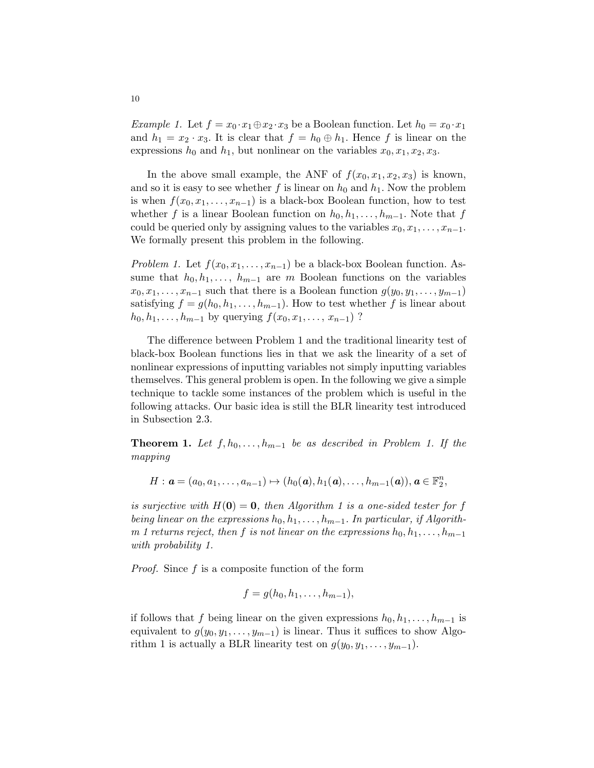*Example 1.* Let $f = x_0 \cdot x_1 \oplus x_2 \cdot x_3$ be a Boolean function. Let $h_0 = x_0 \cdot x_1$ and $h_1 = x_2 \cdot x_3$. It is clear that $f = h_0 \oplus h_1$. Hence $f$ is linear on the expressions $h_0$ and $h_1$, but nonlinear on the variables $x_0, x_1, x_2, x_3$.

In the above small example, the ANF of $f(x_0, x_1, x_2, x_3)$ is known, and so it is easy to see whether $f$ is linear on $h_0$ and $h_1$. Now the problem is when $f(x_0, x_1, \ldots, x_{n-1})$ is a black-box Boolean function, how to test whether $f$ is a linear Boolean function on $h_0, h_1, \ldots, h_{m-1}$. Note that $f$ could be queried only by assigning values to the variables $x_0, x_1, \ldots, x_{n-1}$. We formally present this problem in the following.

*Problem 1.* Let $f(x_0, x_1, \ldots, x_{n-1})$ be a black-box Boolean function. Assume that $h_0, h_1, \ldots, h_{m-1}$ are $m$ Boolean functions on the variables $x_0, x_1, \ldots, x_{n-1}$ such that there is a Boolean function $g(y_0, y_1, \ldots, y_{m-1})$ satisfying $f = g(h_0, h_1, \ldots, h_{m-1})$. How to test whether $f$ is linear about $h_0, h_1, \ldots, h_{m-1}$ by querying $f(x_0, x_1, \ldots, x_{n-1})$ ?

The difference between Problem 1 and the traditional linearity test of black-box Boolean functions lies in that we ask the linearity of a set of nonlinear expressions of inputting variables not simply inputting variables themselves. This general problem is open. In the following we give a simple technique to tackle some instances of the problem which is useful in the following attacks. Our basic idea is still the BLR linearity test introduced in Subsection 2.3.

**Theorem 1.** *Let $f, h_0, \ldots, h_{m-1}$ be as described in Problem 1. If the mapping*

$$H : \boldsymbol{a} = (a_0, a_1, \ldots, a_{n-1}) \mapsto (h_0(\boldsymbol{a}), h_1(\boldsymbol{a}), \ldots, h_{m-1}(\boldsymbol{a})), \boldsymbol{a} \in \mathbb{F}_2^n,$$

*is surjective with $H(\mathbf{0}) = \mathbf{0}$, then Algorithm 1 is a one-sided tester for $f$ being linear on the expressions $h_0, h_1, \ldots, h_{m-1}$. In particular, if Algorithm 1 returns reject, then $f$ is not linear on the expressions $h_0, h_1, \ldots, h_{m-1}$ with probability 1.*

*Proof.* Since $f$ is a composite function of the form

$$f = g(h_0, h_1, \ldots, h_{m-1}),$$

if follows that $f$ being linear on the given expressions $h_0, h_1, \ldots, h_{m-1}$ is equivalent to $g(y_0, y_1, \ldots, y_{m-1})$ is linear. Thus it suffices to show Algorithm 1 is actually a BLR linearity test on $g(y_0, y_1, \ldots, y_{m-1})$.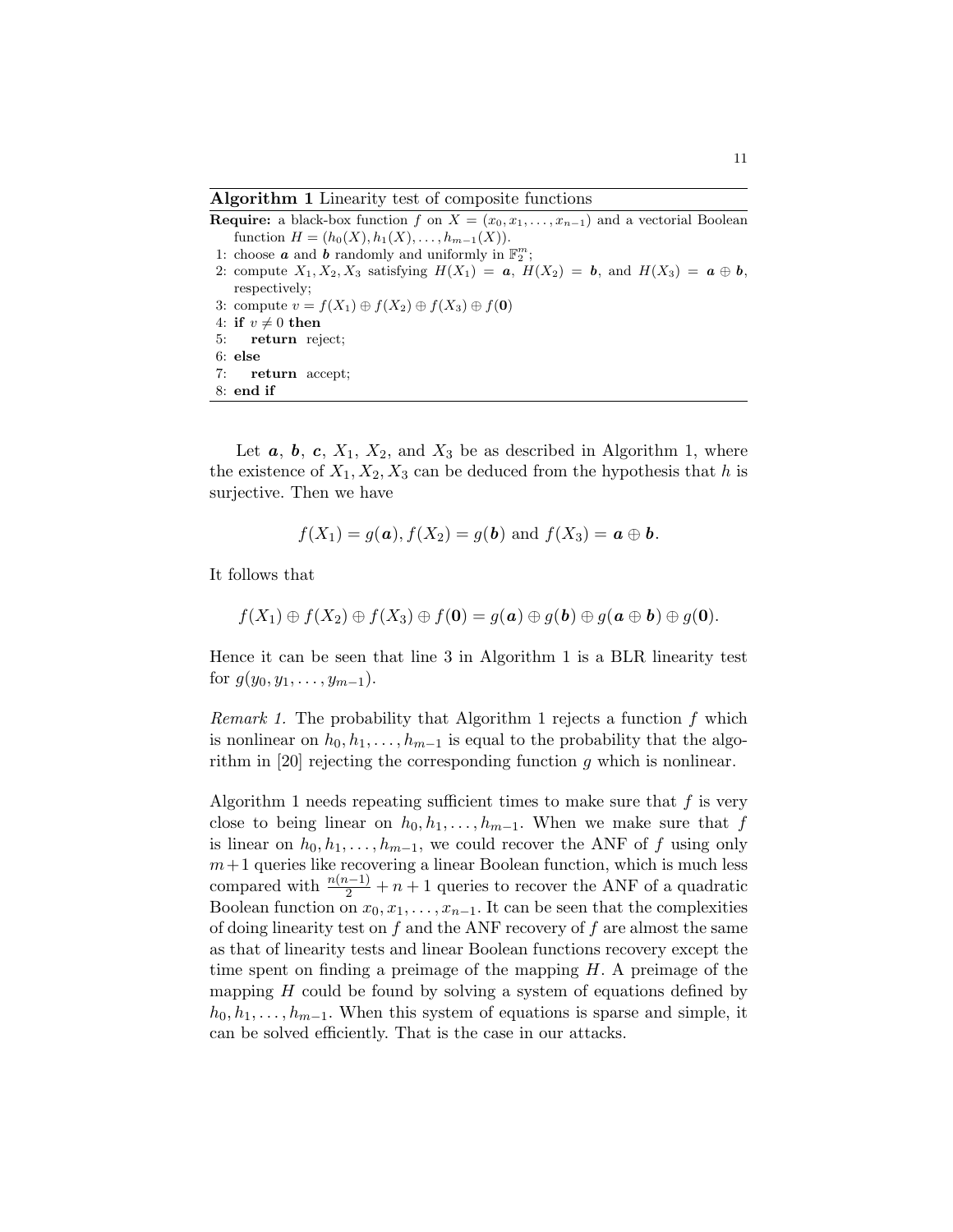**Algorithm 1** Linearity test of composite functions

**Require:** a black-box function $f$ on $X = (x_0, x_1, \ldots, x_{n-1})$ and a vectorial Boolean function $H = (h_0(X), h_1(X), \ldots, h_{m-1}(X))$.

1: choose $\boldsymbol{a}$ and $\boldsymbol{b}$ randomly and uniformly in $\mathbb{F}_2^m$;
2: compute $X_1, X_2, X_3$ satisfying $H(X_1) = \boldsymbol{a}$, $H(X_2) = \boldsymbol{b}$, and $H(X_3) = \boldsymbol{a} \oplus \boldsymbol{b}$, respectively;
3: compute $v = f(X_1) \oplus f(X_2) \oplus f(X_3) \oplus f(\boldsymbol{0})$
4: **if** $v \neq 0$ **then**
5: &nbsp;&nbsp;&nbsp;&nbsp;**return** reject;
6: **else**
7: &nbsp;&nbsp;&nbsp;&nbsp;**return** accept;
8: **end if**

Let $\boldsymbol{a}$, $\boldsymbol{b}$, $\boldsymbol{c}$, $X_1$, $X_2$, and $X_3$ be as described in Algorithm 1, where the existence of $X_1, X_2, X_3$ can be deduced from the hypothesis that $h$ is surjective. Then we have

$$f(X_1) = g(\boldsymbol{a}), f(X_2) = g(\boldsymbol{b}) \text{ and } f(X_3) = \boldsymbol{a} \oplus \boldsymbol{b}.$$

It follows that

$$f(X_1) \oplus f(X_2) \oplus f(X_3) \oplus f(\boldsymbol{0}) = g(\boldsymbol{a}) \oplus g(\boldsymbol{b}) \oplus g(\boldsymbol{a} \oplus \boldsymbol{b}) \oplus g(\boldsymbol{0}).$$

Hence it can be seen that line 3 in Algorithm 1 is a BLR linearity test for $g(y_0, y_1, \ldots, y_{m-1})$.

*Remark 1.* The probability that Algorithm 1 rejects a function $f$ which is nonlinear on $h_0, h_1, \ldots, h_{m-1}$ is equal to the probability that the algorithm in [20] rejecting the corresponding function $g$ which is nonlinear.

Algorithm 1 needs repeating sufficient times to make sure that $f$ is very close to being linear on $h_0, h_1, \ldots, h_{m-1}$. When we make sure that $f$ is linear on $h_0, h_1, \ldots, h_{m-1}$, we could recover the ANF of $f$ using only $m+1$ queries like recovering a linear Boolean function, which is much less compared with $\frac{n(n-1)}{2} + n + 1$ queries to recover the ANF of a quadratic Boolean function on $x_0, x_1, \ldots, x_{n-1}$. It can be seen that the complexities of doing linearity test on $f$ and the ANF recovery of $f$ are almost the same as that of linearity tests and linear Boolean functions recovery except the time spent on finding a preimage of the mapping $H$. A preimage of the mapping $H$ could be found by solving a system of equations defined by $h_0, h_1, \ldots, h_{m-1}$. When this system of equations is sparse and simple, it can be solved efficiently. That is the case in our attacks.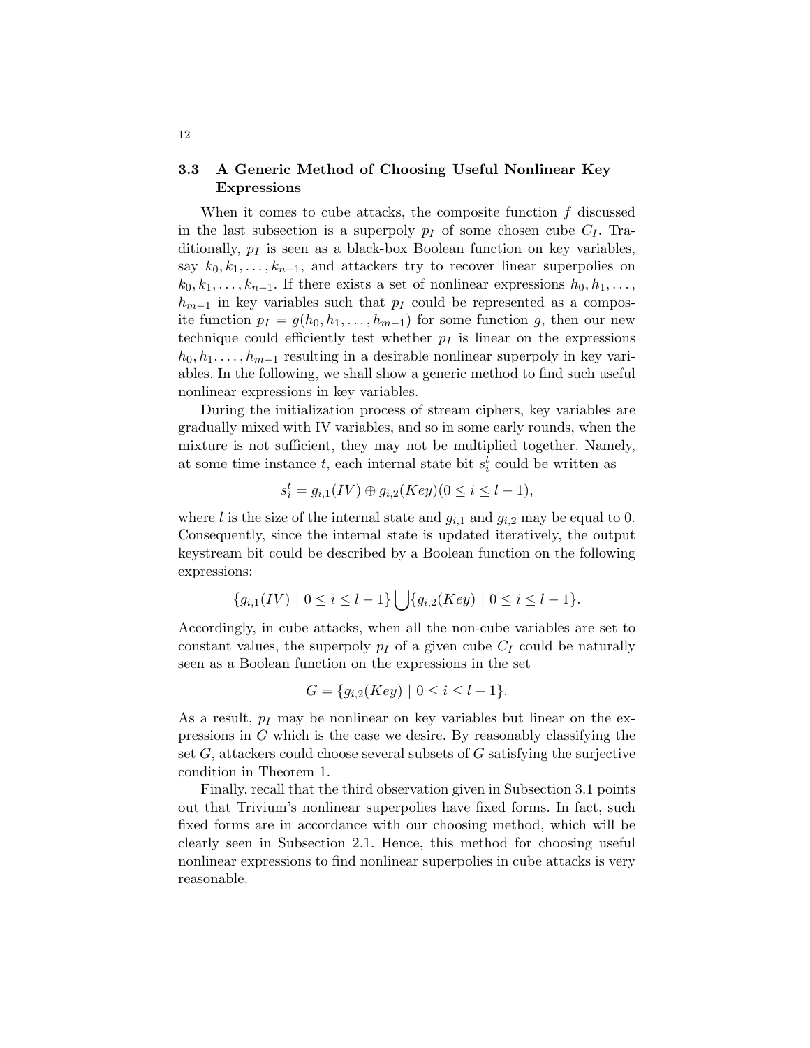### 3.3 A Generic Method of Choosing Useful Nonlinear Key Expressions

When it comes to cube attacks, the composite function $f$ discussed in the last subsection is a superpoly $p_I$ of some chosen cube $C_I$. Traditionally, $p_I$ is seen as a black-box Boolean function on key variables, say $k_0, k_1, \ldots, k_{n-1}$, and attackers try to recover linear superpolies on $k_0, k_1, \ldots, k_{n-1}$. If there exists a set of nonlinear expressions $h_0, h_1, \ldots, h_{m-1}$ in key variables such that $p_I$ could be represented as a composite function $p_I = g(h_0, h_1, \ldots, h_{m-1})$ for some function $g$, then our new technique could efficiently test whether $p_I$ is linear on the expressions $h_0, h_1, \ldots, h_{m-1}$ resulting in a desirable nonlinear superpoly in key variables. In the following, we shall show a generic method to find such useful nonlinear expressions in key variables.

During the initialization process of stream ciphers, key variables are gradually mixed with IV variables, and so in some early rounds, when the mixture is not sufficient, they may not be multiplied together. Namely, at some time instance $t$, each internal state bit $s_i^t$ could be written as

$$s_i^t = g_{i,1}(IV) \oplus g_{i,2}(Key)(0 \leq i \leq l-1),$$

where $l$ is the size of the internal state and $g_{i,1}$ and $g_{i,2}$ may be equal to 0. Consequently, since the internal state is updated iteratively, the output keystream bit could be described by a Boolean function on the following expressions:

$$\{g_{i,1}(IV) \mid 0 \leq i \leq l-1\} \bigcup \{g_{i,2}(Key) \mid 0 \leq i \leq l-1\}.$$

Accordingly, in cube attacks, when all the non-cube variables are set to constant values, the superpoly $p_I$ of a given cube $C_I$ could be naturally seen as a Boolean function on the expressions in the set

$$G = \{g_{i,2}(Key) \mid 0 \leq i \leq l-1\}.$$

As a result, $p_I$ may be nonlinear on key variables but linear on the expressions in $G$ which is the case we desire. By reasonably classifying the set $G$, attackers could choose several subsets of $G$ satisfying the surjective condition in Theorem 1.

Finally, recall that the third observation given in Subsection 3.1 points out that Trivium's nonlinear superpolies have fixed forms. In fact, such fixed forms are in accordance with our choosing method, which will be clearly seen in Subsection 2.1. Hence, this method for choosing useful nonlinear expressions to find nonlinear superpolies in cube attacks is very reasonable.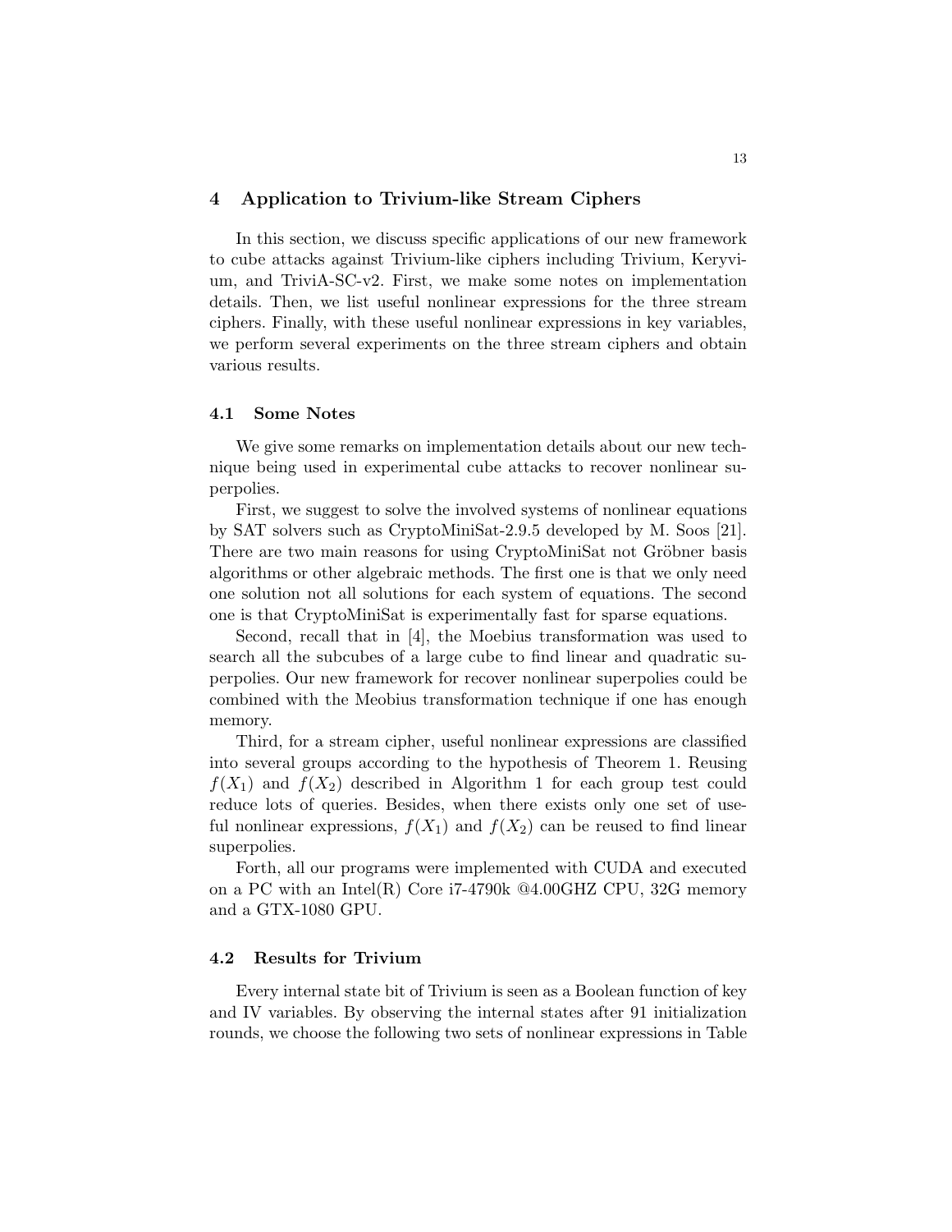## 4 Application to Trivium-like Stream Ciphers

In this section, we discuss specific applications of our new framework to cube attacks against Trivium-like ciphers including Trivium, Keryvium, and TriviA-SC-v2. First, we make some notes on implementation details. Then, we list useful nonlinear expressions for the three stream ciphers. Finally, with these useful nonlinear expressions in key variables, we perform several experiments on the three stream ciphers and obtain various results.

### 4.1 Some Notes

We give some remarks on implementation details about our new technique being used in experimental cube attacks to recover nonlinear superpolies.

First, we suggest to solve the involved systems of nonlinear equations by SAT solvers such as CryptoMiniSat-2.9.5 developed by M. Soos [21]. There are two main reasons for using CryptoMiniSat not Gröbner basis algorithms or other algebraic methods. The first one is that we only need one solution not all solutions for each system of equations. The second one is that CryptoMiniSat is experimentally fast for sparse equations.

Second, recall that in [4], the Moebius transformation was used to search all the subcubes of a large cube to find linear and quadratic superpolies. Our new framework for recover nonlinear superpolies could be combined with the Meobius transformation technique if one has enough memory.

Third, for a stream cipher, useful nonlinear expressions are classified into several groups according to the hypothesis of Theorem 1. Reusing $f(X_1)$ and $f(X_2)$ described in Algorithm 1 for each group test could reduce lots of queries. Besides, when there exists only one set of useful nonlinear expressions, $f(X_1)$ and $f(X_2)$ can be reused to find linear superpolies.

Forth, all our programs were implemented with CUDA and executed on a PC with an Intel(R) Core i7-4790k @4.00GHZ CPU, 32G memory and a GTX-1080 GPU.

### 4.2 Results for Trivium

Every internal state bit of Trivium is seen as a Boolean function of key and IV variables. By observing the internal states after 91 initialization rounds, we choose the following two sets of nonlinear expressions in Table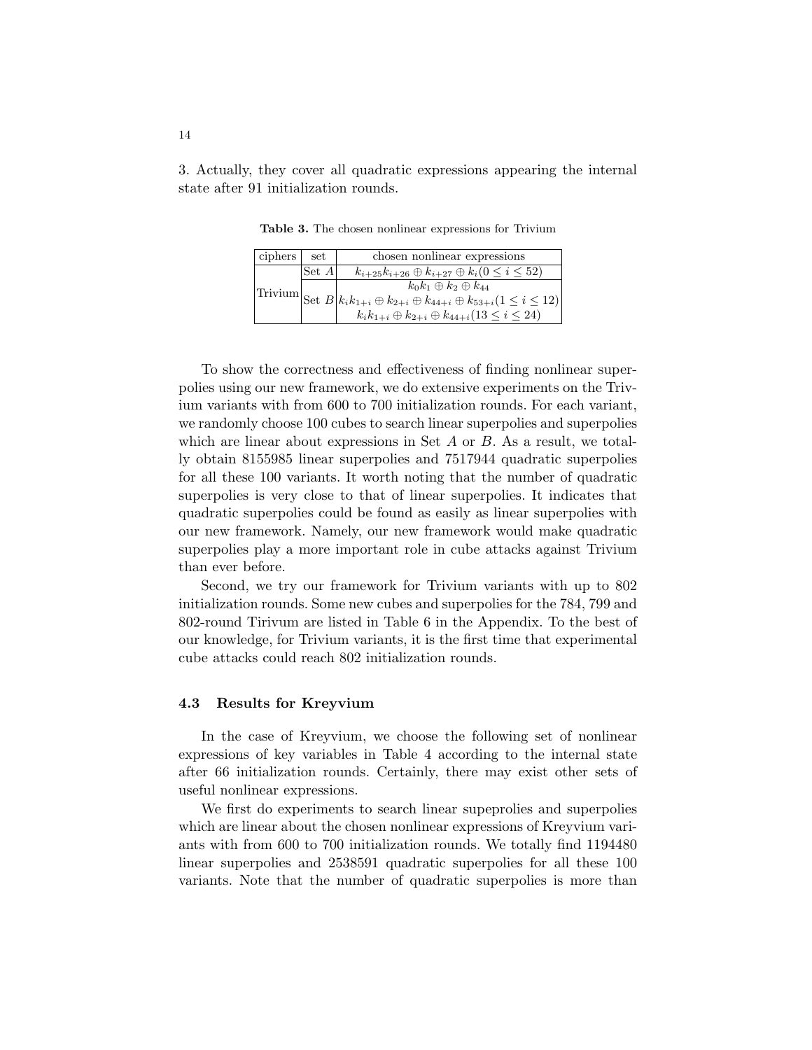3. Actually, they cover all quadratic expressions appearing the internal state after 91 initialization rounds.

**Table 3.** The chosen nonlinear expressions for Trivium

| ciphers | set | chosen nonlinear expressions |
|---|---|---|
| Trivium | Set $A$ | $k_{i+25}k_{i+26} \oplus k_{i+27} \oplus k_i (0 \leq i \leq 52)$ |
| | Set $B$ | $k_0k_1 \oplus k_2 \oplus k_{44}$ |
| | | $k_ik_{1+i} \oplus k_{2+i} \oplus k_{44+i} \oplus k_{53+i} (1 \leq i \leq 12)$ |
| | | $k_ik_{1+i} \oplus k_{2+i} \oplus k_{44+i} (13 \leq i \leq 24)$ |

To show the correctness and effectiveness of finding nonlinear superpolies using our new framework, we do extensive experiments on the Trivium variants with from 600 to 700 initialization rounds. For each variant, we randomly choose 100 cubes to search linear superpolies and superpolies which are linear about expressions in Set $A$ or $B$. As a result, we totally obtain 8155985 linear superpolies and 7517944 quadratic superpolies for all these 100 variants. It worth noting that the number of quadratic superpolies is very close to that of linear superpolies. It indicates that quadratic superpolies could be found as easily as linear superpolies with our new framework. Namely, our new framework would make quadratic superpolies play a more important role in cube attacks against Trivium than ever before.

Second, we try our framework for Trivium variants with up to 802 initialization rounds. Some new cubes and superpolies for the 784, 799 and 802-round Tirivum are listed in Table 6 in the Appendix. To the best of our knowledge, for Trivium variants, it is the first time that experimental cube attacks could reach 802 initialization rounds.

### 4.3 Results for Kreyvium

In the case of Kreyvium, we choose the following set of nonlinear expressions of key variables in Table 4 according to the internal state after 66 initialization rounds. Certainly, there may exist other sets of useful nonlinear expressions.

We first do experiments to search linear supeprolies and superpolies which are linear about the chosen nonlinear expressions of Kreyvium variants with from 600 to 700 initialization rounds. We totally find 1194480 linear superpolies and 2538591 quadratic superpolies for all these 100 variants. Note that the number of quadratic superpolies is more than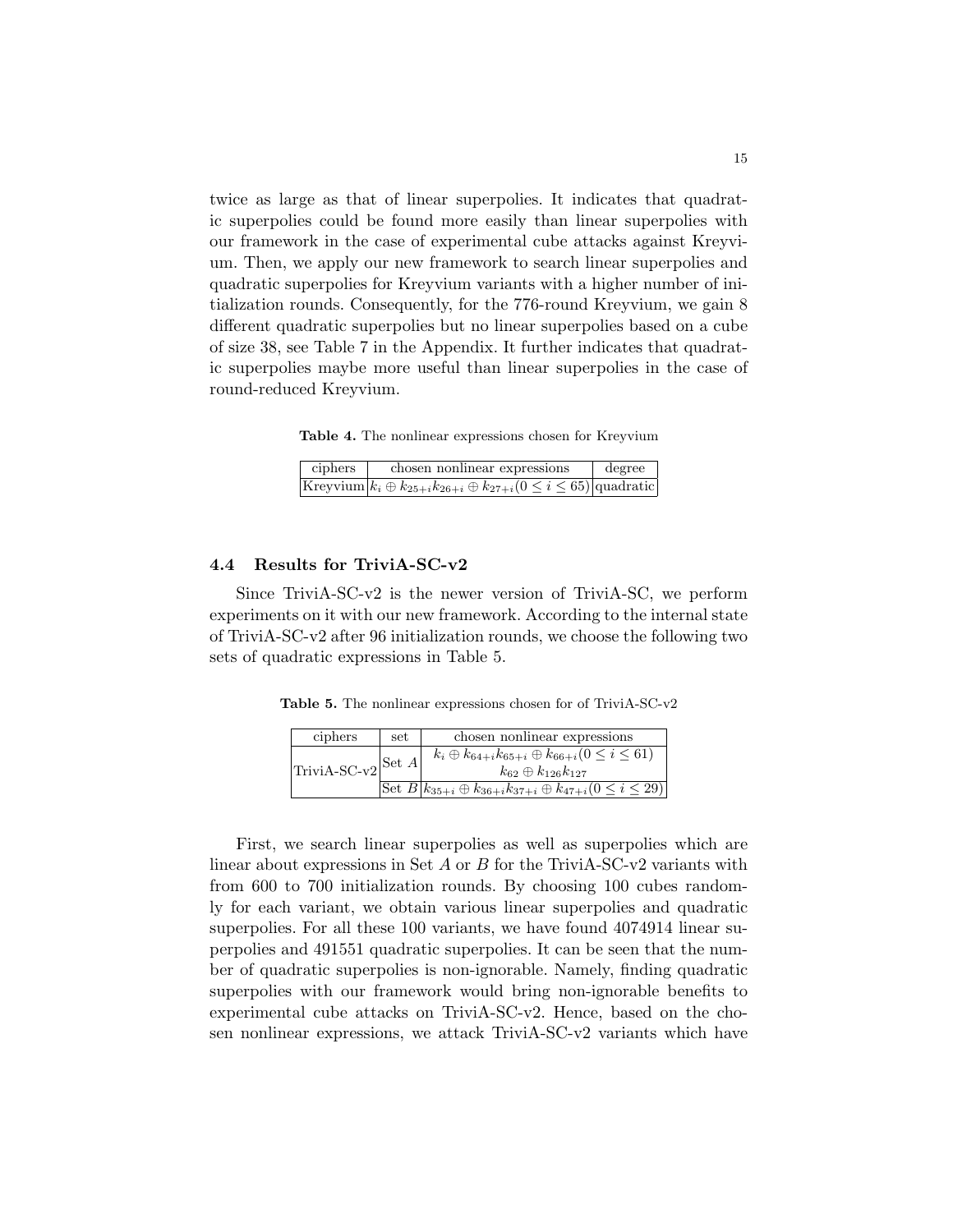twice as large as that of linear superpolies. It indicates that quadratic superpolies could be found more easily than linear superpolies with our framework in the case of experimental cube attacks against Kreyvium. Then, we apply our new framework to search linear superpolies and quadratic superpolies for Kreyvium variants with a higher number of initialization rounds. Consequently, for the 776-round Kreyvium, we gain 8 different quadratic superpolies but no linear superpolies based on a cube of size 38, see Table 7 in the Appendix. It further indicates that quadratic superpolies maybe more useful than linear superpolies in the case of round-reduced Kreyvium.

**Table 4.** The nonlinear expressions chosen for Kreyvium

| ciphers | chosen nonlinear expressions | degree |
|---|---|---|
| Kreyvium | $k_i \oplus k_{25+i}k_{26+i} \oplus k_{27+i} (0 \leq i \leq 65)$ | quadratic |

### 4.4 Results for TriviA-SC-v2

Since TriviA-SC-v2 is the newer version of TriviA-SC, we perform experiments on it with our new framework. According to the internal state of TriviA-SC-v2 after 96 initialization rounds, we choose the following two sets of quadratic expressions in Table 5.

**Table 5.** The nonlinear expressions chosen for of TriviA-SC-v2

| ciphers | set | chosen nonlinear expressions |
|---|---|---|
| TriviA-SC-v2 | Set $A$ | $k_i \oplus k_{64+i}k_{65+i} \oplus k_{66+i} (0 \leq i \leq 61)$<br>$k_{62} \oplus k_{126}k_{127}$ |
| | Set $B$ | $k_{35+i} \oplus k_{36+i}k_{37+i} \oplus k_{47+i} (0 \leq i \leq 29)$ |

First, we search linear superpolies as well as superpolies which are linear about expressions in Set $A$ or $B$ for the TriviA-SC-v2 variants with from 600 to 700 initialization rounds. By choosing 100 cubes randomly for each variant, we obtain various linear superpolies and quadratic superpolies. For all these 100 variants, we have found 4074914 linear superpolies and 491551 quadratic superpolies. It can be seen that the number of quadratic superpolies is non-ignorable. Namely, finding quadratic superpolies with our framework would bring non-ignorable benefits to experimental cube attacks on TriviA-SC-v2. Hence, based on the chosen nonlinear expressions, we attack TriviA-SC-v2 variants which have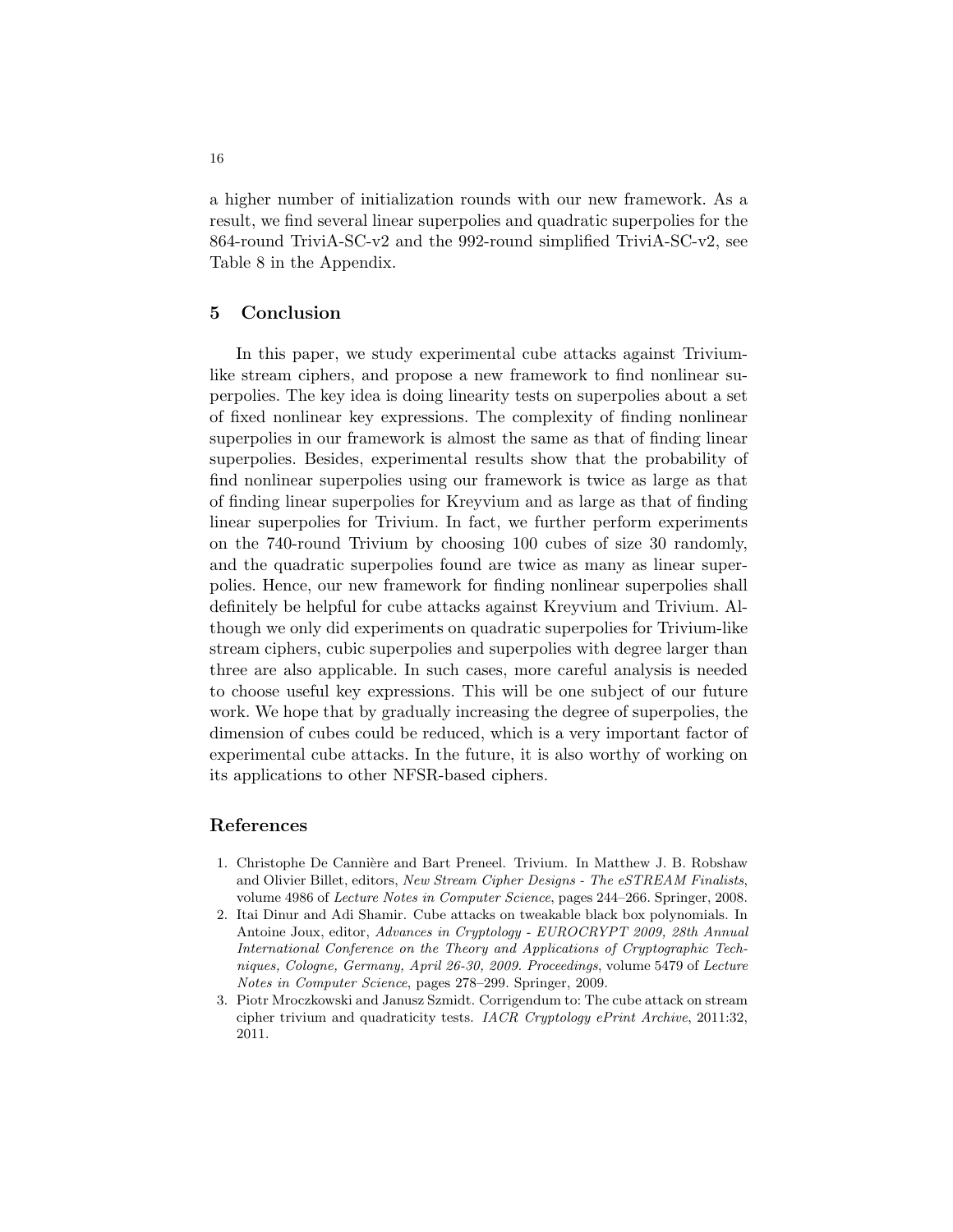a higher number of initialization rounds with our new framework. As a result, we find several linear superpolies and quadratic superpolies for the 864-round TriviA-SC-v2 and the 992-round simplified TriviA-SC-v2, see Table 8 in the Appendix.

## 5 Conclusion

In this paper, we study experimental cube attacks against Trivium-like stream ciphers, and propose a new framework to find nonlinear superpolies. The key idea is doing linearity tests on superpolies about a set of fixed nonlinear key expressions. The complexity of finding nonlinear superpolies in our framework is almost the same as that of finding linear superpolies. Besides, experimental results show that the probability of find nonlinear superpolies using our framework is twice as large as that of finding linear superpolies for Kreyvium and as large as that of finding linear superpolies for Trivium. In fact, we further perform experiments on the 740-round Trivium by choosing 100 cubes of size 30 randomly, and the quadratic superpolies found are twice as many as linear superpolies. Hence, our new framework for finding nonlinear superpolies shall definitely be helpful for cube attacks against Kreyvium and Trivium. Although we only did experiments on quadratic superpolies for Trivium-like stream ciphers, cubic superpolies and superpolies with degree larger than three are also applicable. In such cases, more careful analysis is needed to choose useful key expressions. This will be one subject of our future work. We hope that by gradually increasing the degree of superpolies, the dimension of cubes could be reduced, which is a very important factor of experimental cube attacks. In the future, it is also worthy of working on its applications to other NFSR-based ciphers.

## References

1. Christophe De Cannière and Bart Preneel. Trivium. In Matthew J. B. Robshaw and Olivier Billet, editors, *New Stream Cipher Designs - The eSTREAM Finalists*, volume 4986 of *Lecture Notes in Computer Science*, pages 244–266. Springer, 2008.
2. Itai Dinur and Adi Shamir. Cube attacks on tweakable black box polynomials. In Antoine Joux, editor, *Advances in Cryptology - EUROCRYPT 2009, 28th Annual International Conference on the Theory and Applications of Cryptographic Techniques, Cologne, Germany, April 26-30, 2009. Proceedings*, volume 5479 of *Lecture Notes in Computer Science*, pages 278–299. Springer, 2009.
3. Piotr Mroczkowski and Janusz Szmidt. Corrigendum to: The cube attack on stream cipher trivium and quadraticity tests. *IACR Cryptology ePrint Archive*, 2011:32, 2011.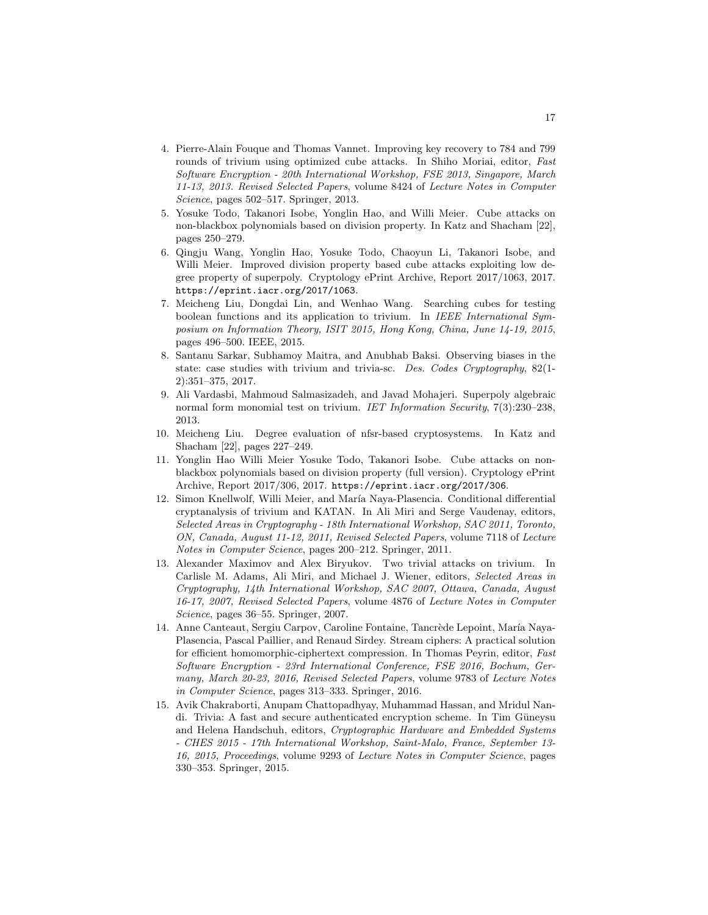4. Pierre-Alain Fouque and Thomas Vannet. Improving key recovery to 784 and 799 rounds of trivium using optimized cube attacks. In Shiho Moriai, editor, *Fast Software Encryption - 20th International Workshop, FSE 2013, Singapore, March 11-13, 2013. Revised Selected Papers*, volume 8424 of *Lecture Notes in Computer Science*, pages 502–517. Springer, 2013.
5. Yosuke Todo, Takanori Isobe, Yonglin Hao, and Willi Meier. Cube attacks on non-blackbox polynomials based on division property. In Katz and Shacham [22], pages 250–279.
6. Qingju Wang, Yonglin Hao, Yosuke Todo, Chaoyun Li, Takanori Isobe, and Willi Meier. Improved division property based cube attacks exploiting low degree property of superpoly. Cryptology ePrint Archive, Report 2017/1063, 2017. `https://eprint.iacr.org/2017/1063`.
7. Meicheng Liu, Dongdai Lin, and Wenhao Wang. Searching cubes for testing boolean functions and its application to trivium. In *IEEE International Symposium on Information Theory, ISIT 2015, Hong Kong, China, June 14-19, 2015*, pages 496–500. IEEE, 2015.
8. Santanu Sarkar, Subhamoy Maitra, and Anubhab Baksi. Observing biases in the state: case studies with trivium and trivia-sc. *Des. Codes Cryptography*, 82(1-2):351–375, 2017.
9. Ali Vardasbi, Mahmoud Salmasizadeh, and Javad Mohajeri. Superpoly algebraic normal form monomial test on trivium. *IET Information Security*, 7(3):230–238, 2013.
10. Meicheng Liu. Degree evaluation of nfsr-based cryptosystems. In Katz and Shacham [22], pages 227–249.
11. Yonglin Hao Willi Meier Yosuke Todo, Takanori Isobe. Cube attacks on non-blackbox polynomials based on division property (full version). Cryptology ePrint Archive, Report 2017/306, 2017. `https://eprint.iacr.org/2017/306`.
12. Simon Knellwolf, Willi Meier, and María Naya-Plasencia. Conditional differential cryptanalysis of trivium and KATAN. In Ali Miri and Serge Vaudenay, editors, *Selected Areas in Cryptography - 18th International Workshop, SAC 2011, Toronto, ON, Canada, August 11-12, 2011, Revised Selected Papers*, volume 7118 of *Lecture Notes in Computer Science*, pages 200–212. Springer, 2011.
13. Alexander Maximov and Alex Biryukov. Two trivial attacks on trivium. In Carlisle M. Adams, Ali Miri, and Michael J. Wiener, editors, *Selected Areas in Cryptography, 14th International Workshop, SAC 2007, Ottawa, Canada, August 16-17, 2007, Revised Selected Papers*, volume 4876 of *Lecture Notes in Computer Science*, pages 36–55. Springer, 2007.
14. Anne Canteaut, Sergiu Carpov, Caroline Fontaine, Tancrède Lepoint, María Naya-Plasencia, Pascal Paillier, and Renaud Sirdey. Stream ciphers: A practical solution for efficient homomorphic-ciphertext compression. In Thomas Peyrin, editor, *Fast Software Encryption - 23rd International Conference, FSE 2016, Bochum, Germany, March 20-23, 2016, Revised Selected Papers*, volume 9783 of *Lecture Notes in Computer Science*, pages 313–333. Springer, 2016.
15. Avik Chakraborti, Anupam Chattopadhyay, Muhammad Hassan, and Mridul Nandi. Trivia: A fast and secure authenticated encryption scheme. In Tim Güneysu and Helena Handschuh, editors, *Cryptographic Hardware and Embedded Systems - CHES 2015 - 17th International Workshop, Saint-Malo, France, September 13-16, 2015, Proceedings*, volume 9293 of *Lecture Notes in Computer Science*, pages 330–353. Springer, 2015.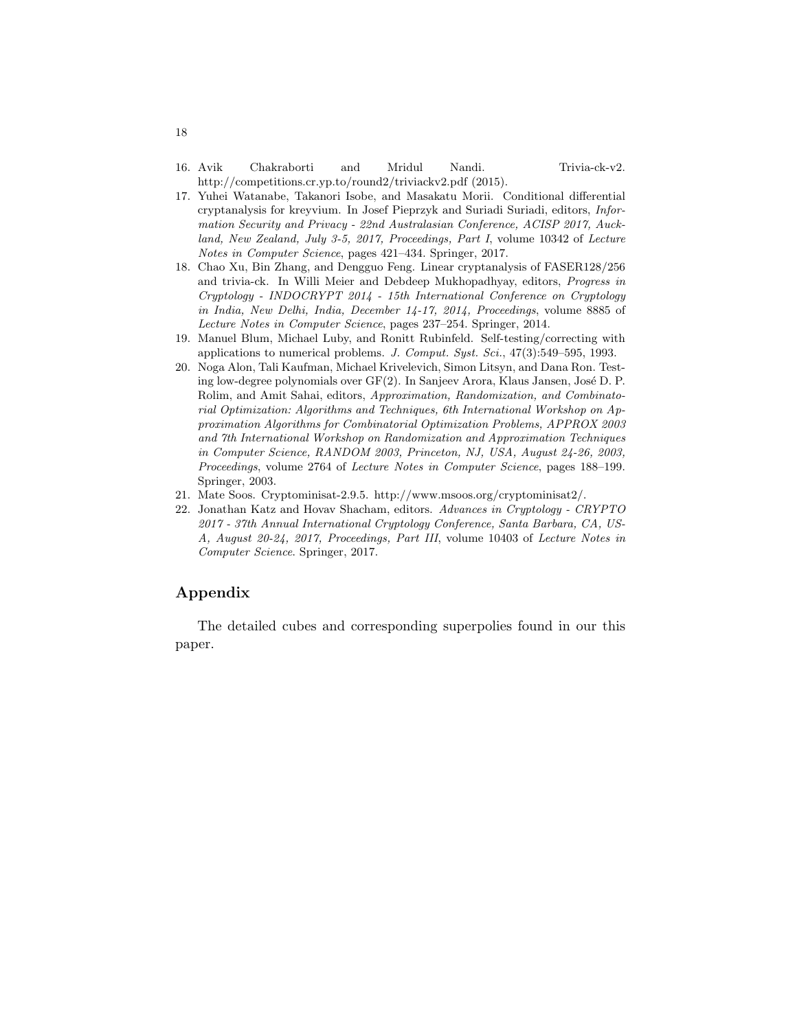16. Avik Chakraborti and Mridul Nandi. Trivia-ck-v2. http://competitions.cr.yp.to/round2/triviackv2.pdf (2015).
17. Yuhei Watanabe, Takanori Isobe, and Masakatu Morii. Conditional differential cryptanalysis for kreyvium. In Josef Pieprzyk and Suriadi Suriadi, editors, *Information Security and Privacy - 22nd Australasian Conference, ACISP 2017, Auckland, New Zealand, July 3-5, 2017, Proceedings, Part I*, volume 10342 of *Lecture Notes in Computer Science*, pages 421–434. Springer, 2017.
18. Chao Xu, Bin Zhang, and Dengguo Feng. Linear cryptanalysis of FASER128/256 and trivia-ck. In Willi Meier and Debdeep Mukhopadhyay, editors, *Progress in Cryptology - INDOCRYPT 2014 - 15th International Conference on Cryptology in India, New Delhi, India, December 14-17, 2014, Proceedings*, volume 8885 of *Lecture Notes in Computer Science*, pages 237–254. Springer, 2014.
19. Manuel Blum, Michael Luby, and Ronitt Rubinfeld. Self-testing/correcting with applications to numerical problems. *J. Comput. Syst. Sci.*, 47(3):549–595, 1993.
20. Noga Alon, Tali Kaufman, Michael Krivelevich, Simon Litsyn, and Dana Ron. Testing low-degree polynomials over GF(2). In Sanjeev Arora, Klaus Jansen, José D. P. Rolim, and Amit Sahai, editors, *Approximation, Randomization, and Combinatorial Optimization: Algorithms and Techniques, 6th International Workshop on Approximation Algorithms for Combinatorial Optimization Problems, APPROX 2003 and 7th International Workshop on Randomization and Approximation Techniques in Computer Science, RANDOM 2003, Princeton, NJ, USA, August 24-26, 2003, Proceedings*, volume 2764 of *Lecture Notes in Computer Science*, pages 188–199. Springer, 2003.
21. Mate Soos. Cryptominisat-2.9.5. http://www.msoos.org/cryptominisat2/.
22. Jonathan Katz and Hovav Shacham, editors. *Advances in Cryptology - CRYPTO 2017 - 37th Annual International Cryptology Conference, Santa Barbara, CA, USA, August 20-24, 2017, Proceedings, Part III*, volume 10403 of *Lecture Notes in Computer Science*. Springer, 2017.

## Appendix

The detailed cubes and corresponding superpolies found in our this paper.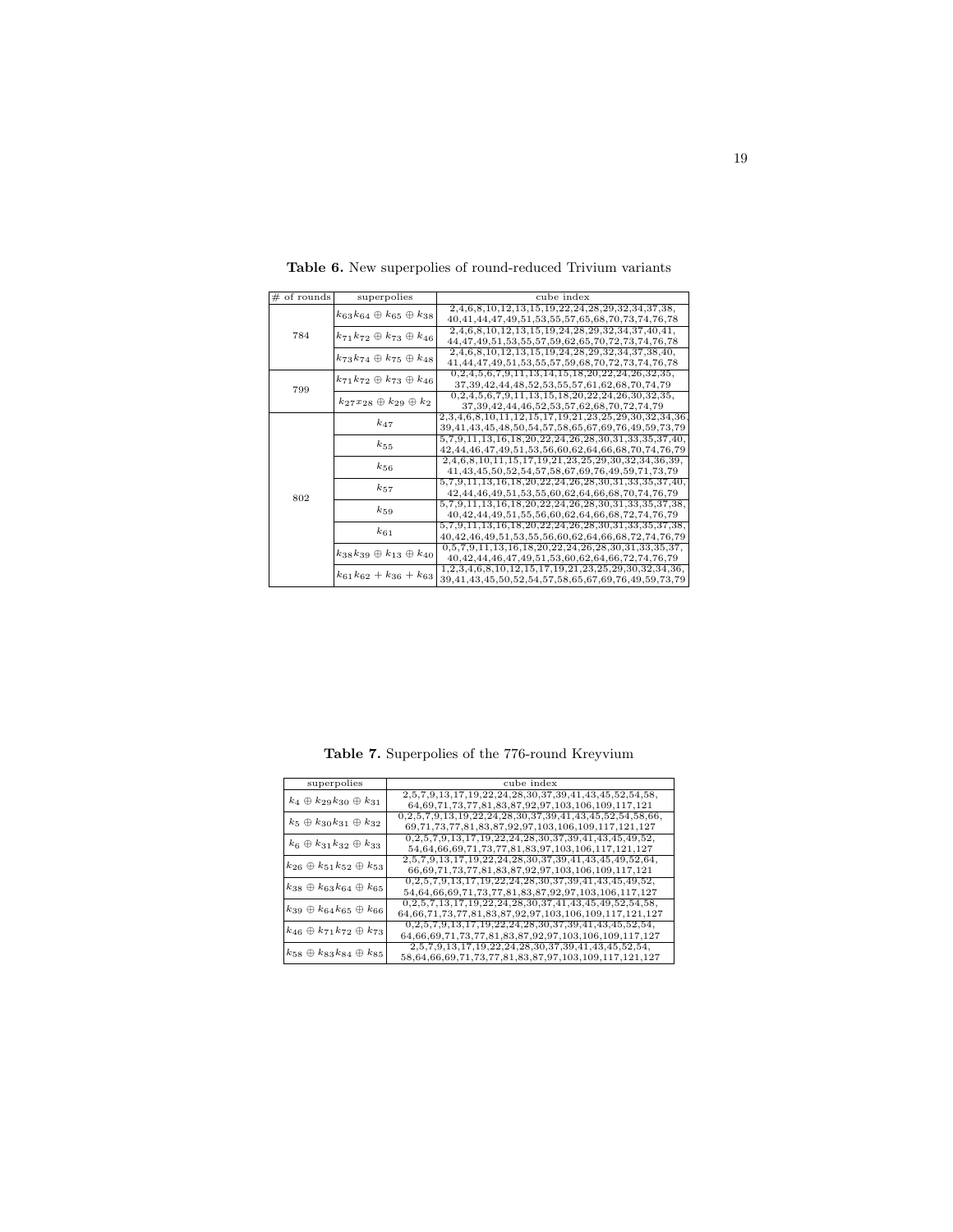**Table 6.** New superpolies of round-reduced Trivium variants

| # of rounds | superpolies | cube index |
|---|---|---|
| 784 | $k_{63}k_{64} \oplus k_{65} \oplus k_{38}$ | 2,4,6,8,10,12,13,15,19,22,24,28,29,32,34,37,38, 40,41,44,47,49,51,53,55,57,65,68,70,73,74,76,78 |
| | $k_{71}k_{72} \oplus k_{73} \oplus k_{46}$ | 2,4,6,8,10,12,13,15,19,24,28,29,32,34,37,40,41, 44,47,49,51,53,55,57,59,62,65,70,72,73,74,76,78 |
| | $k_{73}k_{74} \oplus k_{75} \oplus k_{48}$ | 2,4,6,8,10,12,13,15,19,24,28,29,32,34,37,38,40, 41,44,47,49,51,53,55,57,59,68,70,72,73,74,76,78 |
| 799 | $k_{71}k_{72} \oplus k_{73} \oplus k_{46}$ | 0,2,4,5,6,7,9,11,13,14,15,18,20,22,24,26,32,35, 37,39,42,44,48,52,53,55,57,61,62,68,70,74,79 |
| | $k_{27}x_{28} \oplus k_{29} \oplus k_{2}$ | 0,2,4,5,6,7,9,11,13,15,18,20,22,24,26,30,32,35, 37,39,42,44,46,52,53,57,62,68,70,72,74,79 |
| 802 | $k_{47}$ | 2,3,4,6,8,10,11,12,15,17,19,21,23,25,29,30,32,34,36, 39,41,43,45,48,50,54,57,58,65,67,69,76,49,59,73,79 |
| | $k_{55}$ | 5,7,9,11,13,16,18,20,22,24,26,28,30,31,33,35,37,40, 42,44,46,47,49,51,53,56,60,62,64,66,68,70,74,76,79 |
| | $k_{56}$ | 2,4,6,8,10,11,15,17,19,21,23,25,29,30,32,34,36,39, 41,43,45,50,52,54,57,58,67,69,76,49,59,71,73,79 |
| | $k_{57}$ | 5,7,9,11,13,16,18,20,22,24,26,28,30,31,33,35,37,40, 42,44,46,49,51,53,55,60,62,64,66,68,70,74,76,79 |
| | $k_{59}$ | 5,7,9,11,13,16,18,20,22,24,26,28,30,31,33,35,37,38, 40,42,44,49,51,55,56,60,62,64,66,68,72,74,76,79 |
| | $k_{61}$ | 5,7,9,11,13,16,18,20,22,24,26,28,30,31,33,35,37,38, 40,42,46,49,51,53,55,56,60,62,64,66,68,72,74,76,79 |
| | $k_{38}k_{39} \oplus k_{13} \oplus k_{40}$ | 0,5,7,9,11,13,16,18,20,22,24,26,28,30,31,33,35,37, 40,42,44,46,47,49,51,53,60,62,64,66,72,74,76,79 |
| | $k_{61}k_{62} + k_{36} + k_{63}$ | 1,2,3,4,6,8,10,12,15,17,19,21,23,25,29,30,32,34,36, 39,41,43,45,50,52,54,57,58,65,67,69,76,49,59,73,79 |

**Table 7.** Superpolies of the 776-round Kreyvium

| superpolies | cube index |
|---|---|
| $k_{4} \oplus k_{29}k_{30} \oplus k_{31}$ | 2,5,7,9,13,17,19,22,24,28,30,37,39,41,43,45,52,54,58, 64,69,71,73,77,81,83,87,92,97,103,106,109,117,121 |
| $k_{5} \oplus k_{30}k_{31} \oplus k_{32}$ | 0,2,5,7,9,13,19,22,24,28,30,37,39,41,43,45,52,54,58,66, 69,71,73,77,81,83,87,92,97,103,106,109,117,121,127 |
| $k_{6} \oplus k_{31}k_{32} \oplus k_{33}$ | 0,2,5,7,9,13,17,19,22,24,28,30,37,39,41,43,45,49,52, 54,64,66,69,71,73,77,81,83,97,103,106,117,121,127 |
| $k_{26} \oplus k_{51}k_{52} \oplus k_{53}$ | 2,5,7,9,13,17,19,22,24,28,30,37,39,41,43,45,49,52,64, 66,69,71,73,77,81,83,87,92,97,103,106,109,117,121 |
| $k_{38} \oplus k_{63}k_{64} \oplus k_{65}$ | 0,2,5,7,9,13,17,19,22,24,28,30,37,39,41,43,45,49,52, 54,64,66,69,71,73,77,81,83,87,92,97,103,106,117,127 |
| $k_{39} \oplus k_{64}k_{65} \oplus k_{66}$ | 0,2,5,7,13,17,19,22,24,28,30,37,41,43,45,49,52,54,58, 64,66,71,73,77,81,83,87,92,97,103,106,109,117,121,127 |
| $k_{46} \oplus k_{71}k_{72} \oplus k_{73}$ | 0,2,5,7,9,13,17,19,22,24,28,30,37,39,41,43,45,52,54, 64,66,69,71,73,77,81,83,87,92,97,103,106,109,117,127 |
| $k_{58} \oplus k_{83}k_{84} \oplus k_{85}$ | 2,5,7,9,13,17,19,22,24,28,30,37,39,41,43,45,52,54, 58,64,66,69,71,73,77,81,83,87,97,103,109,117,121,127 |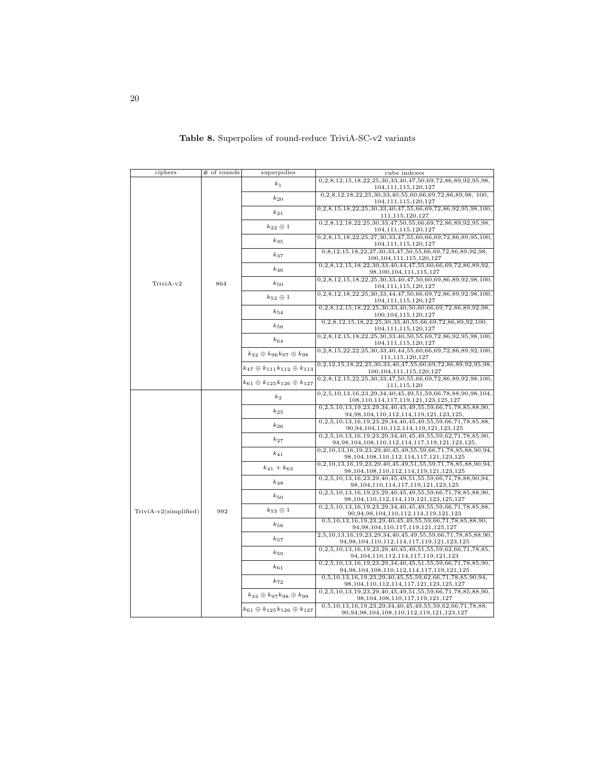**Table 8.** Superpolies of round-reduce TriviA-SC-v2 variants

| ciphers | # of rounds | superpolies | cube indexes |
|---|---|---|---|
| TriviA-v2 | 864 | $k_1$ | 0,2,8,12,15,18,22,25,30,33,40,47,50,69,72,86,89,92,95,98, 104,111,115,120,127 |
| | | $k_{20}$ | 0,2,8,12,18,22,25,30,33,40,55,60,66,69,72,86,89,98, 100, 104,111,115,120,127 |
| | | $k_{21}$ | 0,2,8,15,18,22,25,30,33,40,47,55,66,69,72,86,92,95,98,100, 111,115,120,127 |
| | | $k_{22} \oplus 1$ | 0,2,8,12,18,22,25,30,33,47,50,55,66,69,72,86,89,92,95,98, 104,111,115,120,127 |
| | | $k_{35}$ | 0,2,8,15,18,22,25,27,30,33,47,55,60,66,69,72,86,89,95,100, 104,111,115,120,127 |
| | | $k_{37}$ | 0,8,12,15,18,22,27,30,33,47,50,55,66,69,72,86,89,92,98, 100,104,111,115,120,127 |
| | | $k_{46}$ | 0,2,8,12,15,18,22,30,33,40,44,47,55,60,66,69,72,86,89,92, 98,100,104,111,115,127 |
| | | $k_{50}$ | 0,2,8,12,15,18,22,25,30,33,40,47,50,60,69,86,89,92,98,100, 104,111,115,120,127 |
| | | $k_{52} \oplus 1$ | 0,2,8,12,18,22,25,30,33,44,47,50,66,69,72,86,89,92,98,100, 104,111,115,120,127 |
| | | $k_{54}$ | 0,2,8,12,15,18,22,25,30,33,40,50,60,66,69,72,86,89,92,98, 100,104,115,120,127 |
| | | $k_{56}$ | 0,2,8,12,15,18,22,25,30,33,40,55,66,69,72,86,89,92,100, 104,111,115,120,127 |
| | | $k_{64}$ | 0,2,8,12,15,18,22,25,30,33,40,50,55,69,72,86,92,95,98,100, 104,111,115,120,127 |
| | | $k_{32} \oplus k_{96}k_{97} \oplus k_{98}$ | 0,2,8,15,22,22,25,30,33,40,44,55,60,66,69,72,86,89,92,100, 111,115,120,127 |
| | | $k_{47} \oplus k_{111}k_{112} \oplus k_{113}$ | 0,2,12,15,18,22,25,30,33,40,47,55,60,69,72,86,89,92,95,98, 100,104,111,115,120,127 |
| | | $k_{61} \oplus k_{125}k_{126} \oplus k_{127}$ | 0,2,8,12,15,22,25,30,33,47,50,55,66,69,72,86,89,92,98,100, 111,115,120 |
| TriviA-v2(simplified) | 992 | $k_2$ | 0,2,5,10,13,16,23,29,34,40,45,49,51,59,66,78,88,90,98,104, 108,110,114,117,119,121,123,125,127 |
| | | $k_{25}$ | 0,2,5,10,13,19,23,29,34,40,45,49,55,59,66,71,78,85,88,90, 94,98,104,110,112,114,119,121,123,125, |
| | | $k_{26}$ | 0,2,5,10,13,16,19,23,29,34,40,45,49,55,59,66,71,78,85,88, 90,94,104,110,112,114,119,121,123,125 |
| | | $k_{27}$ | 0,2,5,10,13,16,19,23,29,34,40,45,49,55,59,62,71,78,85,90, 94,98,104,108,110,112,114,117,119,121,123,125, |
| | | $k_{41}$ | 0,2,10,13,16,19,23,29,40,45,49,55,59,66,71,78,85,88,90,94, 98,104,108,110,112,114,117,121,123,125 |
| | | $k_{41} + k_{63}$ | 0,2,10,13,16,19,23,29,40,45,49,51,55,59,71,78,85,88,90,94, 98,104,108,110,112,114,119,121,123,125 |
| | | $k_{48}$ | 0,2,5,10,13,16,23,29,40,45,49,51,55,59,66,71,78,88,90,94, 98,104,110,114,117,119,121,123,125 |
| | | $k_{50}$ | 0,2,5,10,13,16,19,23,29,40,45,49,55,59,66,71,78,85,88,90, 98,104,110,112,114,119,121,123,125,127 |
| | | $k_{53} \oplus 1$ | 0,2,5,10,13,16,19,23,29,34,40,45,49,55,59,66,71,78,85,88, 90,94,98,104,110,112,114,119,121,123 |
| | | $k_{56}$ | 0,5,10,13,16,19,23,29,40,45,49,55,59,66,71,78,85,88,90, 94,98,104,110,117,119,121,125,127 |
| | | $k_{57}$ | 2,5,10,13,16,19,23,29,34,40,45,49,55,59,66,71,78,85,88,90, 94,98,104,110,112,114,117,119,121,123,125 |
| | | $k_{59}$ | 0,2,5,10,13,16,19,23,29,40,45,49,51,55,59,62,66,71,78,85, 94,104,110,112,114,117,119,121,123 |
| | | $k_{61}$ | 0,2,5,10,13,16,19,23,29,34,40,45,51,55,59,66,71,78,85,90, 94,98,104,108,110,112,114,117,119,121,125 |
| | | $k_{72}$ | 0,5,10,13,16,19,23,29,40,45,55,59,62,66,71,78,85,90,94, 98,104,110,112,114,117,121,123,125,127 |
| | | $k_{33} \oplus k_{97}k_{98} \oplus k_{99}$ | 0,2,5,10,13,19,23,29,40,45,49,51,55,59,66,71,78,85,88,90, 98,104,108,110,117,119,121,127 |
| | | $k_{61} \oplus k_{125}k_{126} \oplus k_{127}$ | 0,5,10,13,16,19,23,29,34,40,45,49,55,59,62,66,71,78,88, 90,94,98,104,108,110,112,119,121,123,127 |